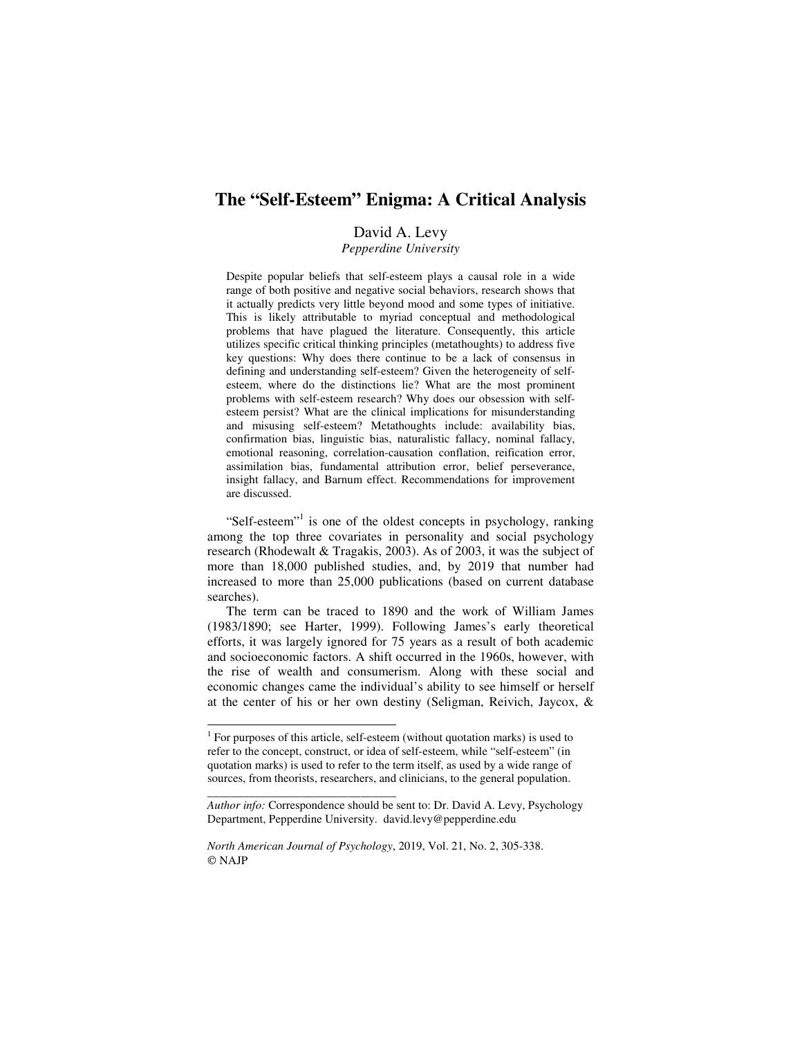# The "Self-Esteem" Enigma: A Critical Analysis

David A. Levy
*Pepperdine University*

Despite popular beliefs that self-esteem plays a causal role in a wide range of both positive and negative social behaviors, research shows that it actually predicts very little beyond mood and some types of initiative. This is likely attributable to myriad conceptual and methodological problems that have plagued the literature. Consequently, this article utilizes specific critical thinking principles (metathoughts) to address five key questions: Why does there continue to be a lack of consensus in defining and understanding self-esteem? Given the heterogeneity of self-esteem, where do the distinctions lie? What are the most prominent problems with self-esteem research? Why does our obsession with self-esteem persist? What are the clinical implications for misunderstanding and misusing self-esteem? Metathoughts include: availability bias, confirmation bias, linguistic bias, naturalistic fallacy, nominal fallacy, emotional reasoning, correlation-causation conflation, reification error, assimilation bias, fundamental attribution error, belief perseverance, insight fallacy, and Barnum effect. Recommendations for improvement are discussed.

"Self-esteem"[1] is one of the oldest concepts in psychology, ranking among the top three covariates in personality and social psychology research (Rhodewalt & Tragakis, 2003). As of 2003, it was the subject of more than 18,000 published studies, and, by 2019 that number had increased to more than 25,000 publications (based on current database searches).

The term can be traced to 1890 and the work of William James (1983/1890; see Harter, 1999). Following James's early theoretical efforts, it was largely ignored for 75 years as a result of both academic and socioeconomic factors. A shift occurred in the 1960s, however, with the rise of wealth and consumerism. Along with these social and economic changes came the individual's ability to see himself or herself at the center of his or her own destiny (Seligman, Reivich, Jaycox, &

[1] For purposes of this article, self-esteem (without quotation marks) is used to refer to the concept, construct, or idea of self-esteem, while "self-esteem" (in quotation marks) is used to refer to the term itself, as used by a wide range of sources, from theorists, researchers, and clinicians, to the general population.

*Author info:* Correspondence should be sent to: Dr. David A. Levy, Psychology Department, Pepperdine University. david.levy@pepperdine.edu

*North American Journal of Psychology*, 2019, Vol. 21, No. 2, 305-338.
© NAJP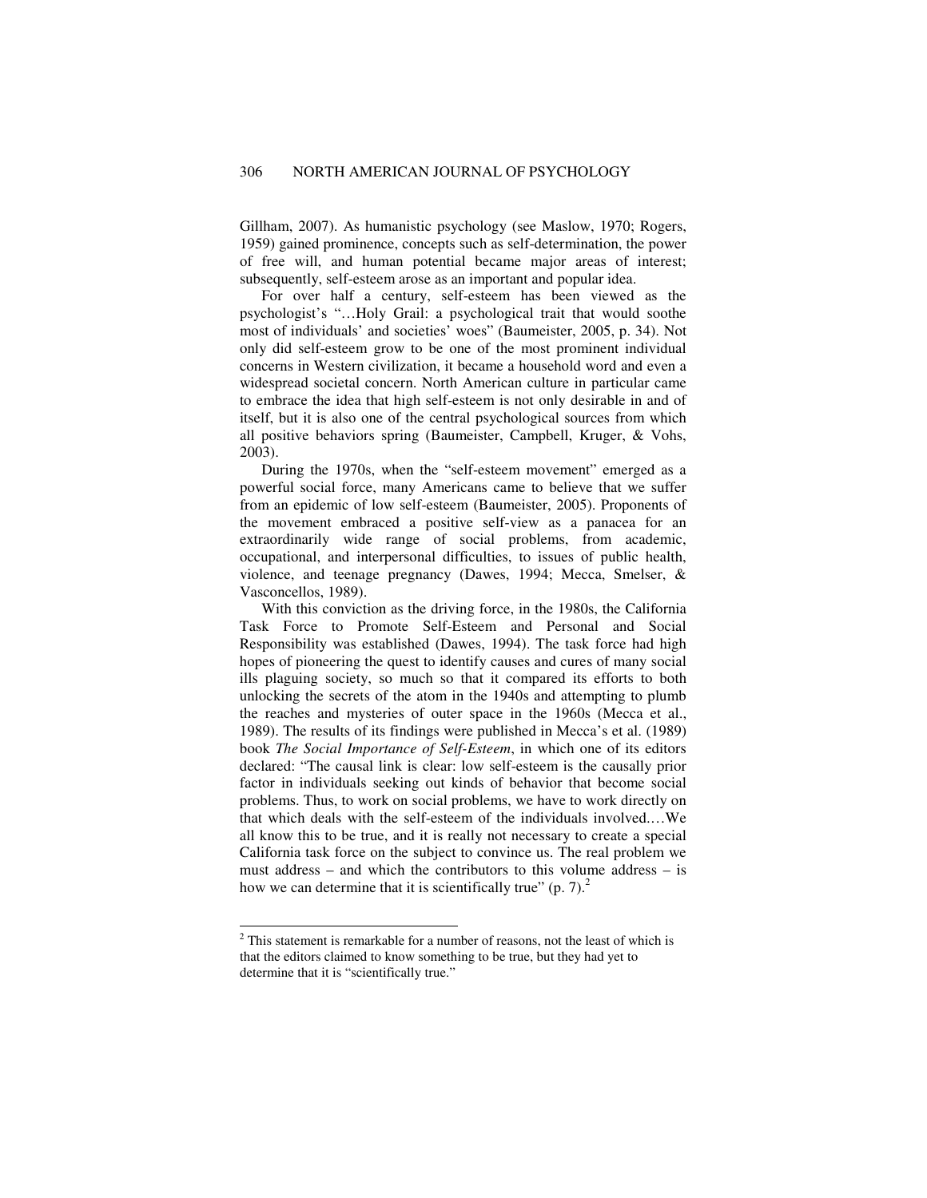Gillham, 2007). As humanistic psychology (see Maslow, 1970; Rogers, 1959) gained prominence, concepts such as self-determination, the power of free will, and human potential became major areas of interest; subsequently, self-esteem arose as an important and popular idea.

For over half a century, self-esteem has been viewed as the psychologist's "…Holy Grail: a psychological trait that would soothe most of individuals' and societies' woes" (Baumeister, 2005, p. 34). Not only did self-esteem grow to be one of the most prominent individual concerns in Western civilization, it became a household word and even a widespread societal concern. North American culture in particular came to embrace the idea that high self-esteem is not only desirable in and of itself, but it is also one of the central psychological sources from which all positive behaviors spring (Baumeister, Campbell, Kruger, & Vohs, 2003).

During the 1970s, when the "self-esteem movement" emerged as a powerful social force, many Americans came to believe that we suffer from an epidemic of low self-esteem (Baumeister, 2005). Proponents of the movement embraced a positive self-view as a panacea for an extraordinarily wide range of social problems, from academic, occupational, and interpersonal difficulties, to issues of public health, violence, and teenage pregnancy (Dawes, 1994; Mecca, Smelser, & Vasconcellos, 1989).

With this conviction as the driving force, in the 1980s, the California Task Force to Promote Self-Esteem and Personal and Social Responsibility was established (Dawes, 1994). The task force had high hopes of pioneering the quest to identify causes and cures of many social ills plaguing society, so much so that it compared its efforts to both unlocking the secrets of the atom in the 1940s and attempting to plumb the reaches and mysteries of outer space in the 1960s (Mecca et al., 1989). The results of its findings were published in Mecca's et al. (1989) book *The Social Importance of Self-Esteem*, in which one of its editors declared: "The causal link is clear: low self-esteem is the causally prior factor in individuals seeking out kinds of behavior that become social problems. Thus, to work on social problems, we have to work directly on that which deals with the self-esteem of the individuals involved.…We all know this to be true, and it is really not necessary to create a special California task force on the subject to convince us. The real problem we must address – and which the contributors to this volume address – is how we can determine that it is scientifically true" (p. 7).[2]

[2] This statement is remarkable for a number of reasons, not the least of which is that the editors claimed to know something to be true, but they had yet to determine that it is "scientifically true."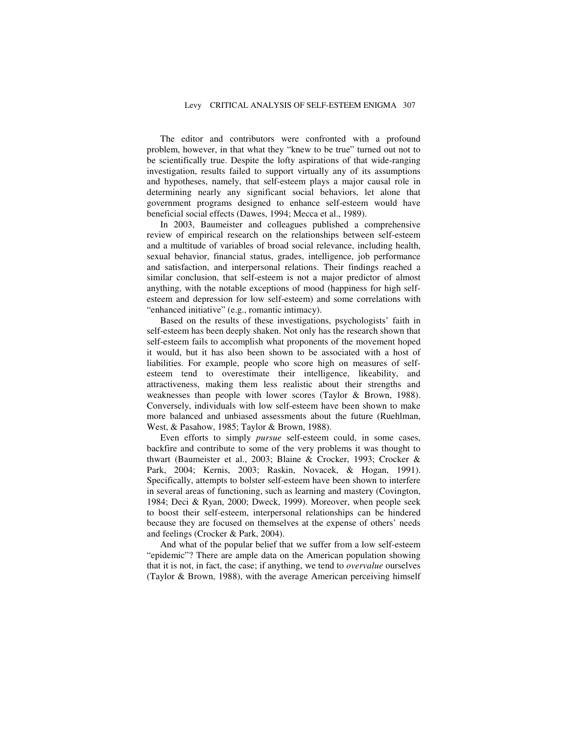The editor and contributors were confronted with a profound problem, however, in that what they "knew to be true" turned out not to be scientifically true. Despite the lofty aspirations of that wide-ranging investigation, results failed to support virtually any of its assumptions and hypotheses, namely, that self-esteem plays a major causal role in determining nearly any significant social behaviors, let alone that government programs designed to enhance self-esteem would have beneficial social effects (Dawes, 1994; Mecca et al., 1989).

In 2003, Baumeister and colleagues published a comprehensive review of empirical research on the relationships between self-esteem and a multitude of variables of broad social relevance, including health, sexual behavior, financial status, grades, intelligence, job performance and satisfaction, and interpersonal relations. Their findings reached a similar conclusion, that self-esteem is not a major predictor of almost anything, with the notable exceptions of mood (happiness for high self-esteem and depression for low self-esteem) and some correlations with "enhanced initiative" (e.g., romantic intimacy).

Based on the results of these investigations, psychologists' faith in self-esteem has been deeply shaken. Not only has the research shown that self-esteem fails to accomplish what proponents of the movement hoped it would, but it has also been shown to be associated with a host of liabilities. For example, people who score high on measures of self-esteem tend to overestimate their intelligence, likeability, and attractiveness, making them less realistic about their strengths and weaknesses than people with lower scores (Taylor & Brown, 1988). Conversely, individuals with low self-esteem have been shown to make more balanced and unbiased assessments about the future (Ruehlman, West, & Pasahow, 1985; Taylor & Brown, 1988).

Even efforts to simply *pursue* self-esteem could, in some cases, backfire and contribute to some of the very problems it was thought to thwart (Baumeister et al., 2003; Blaine & Crocker, 1993; Crocker & Park, 2004; Kernis, 2003; Raskin, Novacek, & Hogan, 1991). Specifically, attempts to bolster self-esteem have been shown to interfere in several areas of functioning, such as learning and mastery (Covington, 1984; Deci & Ryan, 2000; Dweck, 1999). Moreover, when people seek to boost their self-esteem, interpersonal relationships can be hindered because they are focused on themselves at the expense of others' needs and feelings (Crocker & Park, 2004).

And what of the popular belief that we suffer from a low self-esteem "epidemic"? There are ample data on the American population showing that it is not, in fact, the case; if anything, we tend to *overvalue* ourselves (Taylor & Brown, 1988), with the average American perceiving himself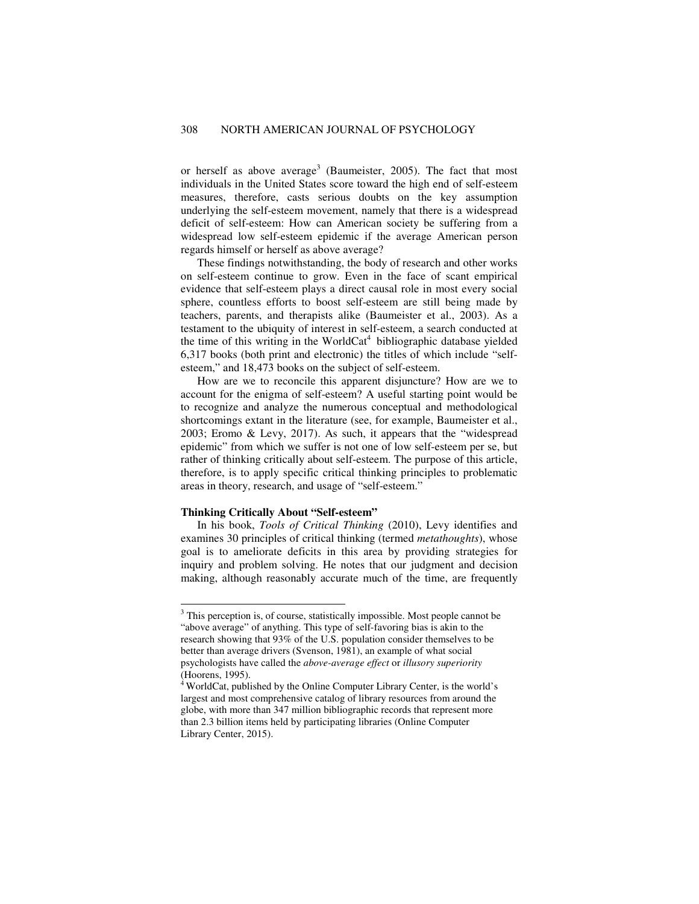or herself as above average[3] (Baumeister, 2005). The fact that most individuals in the United States score toward the high end of self-esteem measures, therefore, casts serious doubts on the key assumption underlying the self-esteem movement, namely that there is a widespread deficit of self-esteem: How can American society be suffering from a widespread low self-esteem epidemic if the average American person regards himself or herself as above average?

These findings notwithstanding, the body of research and other works on self-esteem continue to grow. Even in the face of scant empirical evidence that self-esteem plays a direct causal role in most every social sphere, countless efforts to boost self-esteem are still being made by teachers, parents, and therapists alike (Baumeister et al., 2003). As a testament to the ubiquity of interest in self-esteem, a search conducted at the time of this writing in the WorldCat[4] bibliographic database yielded 6,317 books (both print and electronic) the titles of which include "self-esteem," and 18,473 books on the subject of self-esteem.

How are we to reconcile this apparent disjuncture? How are we to account for the enigma of self-esteem? A useful starting point would be to recognize and analyze the numerous conceptual and methodological shortcomings extant in the literature (see, for example, Baumeister et al., 2003; Eromo & Levy, 2017). As such, it appears that the "widespread epidemic" from which we suffer is not one of low self-esteem per se, but rather of thinking critically about self-esteem. The purpose of this article, therefore, is to apply specific critical thinking principles to problematic areas in theory, research, and usage of "self-esteem."

**Thinking Critically About "Self-esteem"**

In his book, *Tools of Critical Thinking* (2010), Levy identifies and examines 30 principles of critical thinking (termed *metathoughts*), whose goal is to ameliorate deficits in this area by providing strategies for inquiry and problem solving. He notes that our judgment and decision making, although reasonably accurate much of the time, are frequently

---

[3] This perception is, of course, statistically impossible. Most people cannot be "above average" of anything. This type of self-favoring bias is akin to the research showing that 93% of the U.S. population consider themselves to be better than average drivers (Svenson, 1981), an example of what social psychologists have called the *above-average effect* or *illusory superiority* (Hoorens, 1995).

[4] WorldCat, published by the Online Computer Library Center, is the world's largest and most comprehensive catalog of library resources from around the globe, with more than 347 million bibliographic records that represent more than 2.3 billion items held by participating libraries (Online Computer Library Center, 2015).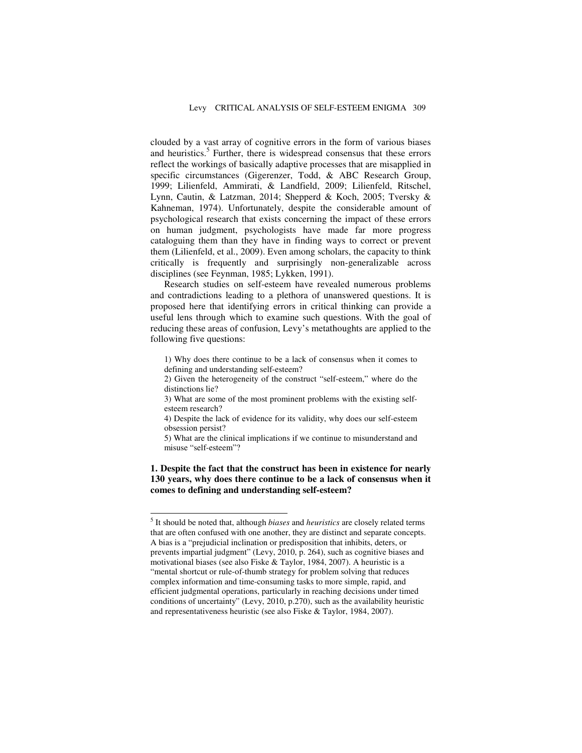clouded by a vast array of cognitive errors in the form of various biases and heuristics.[5] Further, there is widespread consensus that these errors reflect the workings of basically adaptive processes that are misapplied in specific circumstances (Gigerenzer, Todd, & ABC Research Group, 1999; Lilienfeld, Ammirati, & Landfield, 2009; Lilienfeld, Ritschel, Lynn, Cautin, & Latzman, 2014; Shepperd & Koch, 2005; Tversky & Kahneman, 1974). Unfortunately, despite the considerable amount of psychological research that exists concerning the impact of these errors on human judgment, psychologists have made far more progress cataloguing them than they have in finding ways to correct or prevent them (Lilienfeld, et al., 2009). Even among scholars, the capacity to think critically is frequently and surprisingly non-generalizable across disciplines (see Feynman, 1985; Lykken, 1991).

Research studies on self-esteem have revealed numerous problems and contradictions leading to a plethora of unanswered questions. It is proposed here that identifying errors in critical thinking can provide a useful lens through which to examine such questions. With the goal of reducing these areas of confusion, Levy's metathoughts are applied to the following five questions:

1) Why does there continue to be a lack of consensus when it comes to defining and understanding self-esteem?
2) Given the heterogeneity of the construct "self-esteem," where do the distinctions lie?
3) What are some of the most prominent problems with the existing self-esteem research?
4) Despite the lack of evidence for its validity, why does our self-esteem obsession persist?
5) What are the clinical implications if we continue to misunderstand and misuse "self-esteem"?

### 1. Despite the fact that the construct has been in existence for nearly 130 years, why does there continue to be a lack of consensus when it comes to defining and understanding self-esteem?

[5] It should be noted that, although *biases* and *heuristics* are closely related terms that are often confused with one another, they are distinct and separate concepts. A bias is a "prejudicial inclination or predisposition that inhibits, deters, or prevents impartial judgment" (Levy, 2010, p. 264), such as cognitive biases and motivational biases (see also Fiske & Taylor, 1984, 2007). A heuristic is a "mental shortcut or rule-of-thumb strategy for problem solving that reduces complex information and time-consuming tasks to more simple, rapid, and efficient judgmental operations, particularly in reaching decisions under timed conditions of uncertainty" (Levy, 2010, p.270), such as the availability heuristic and representativeness heuristic (see also Fiske & Taylor, 1984, 2007).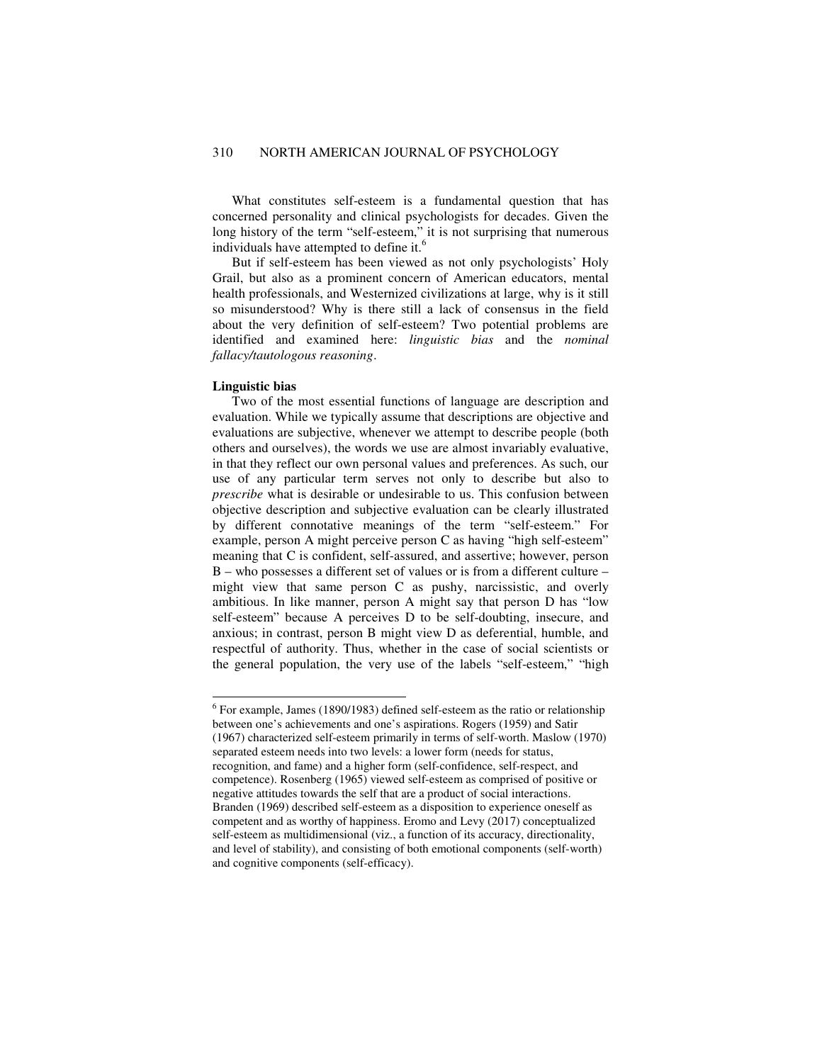What constitutes self-esteem is a fundamental question that has concerned personality and clinical psychologists for decades. Given the long history of the term "self-esteem," it is not surprising that numerous individuals have attempted to define it.[6]

But if self-esteem has been viewed as not only psychologists' Holy Grail, but also as a prominent concern of American educators, mental health professionals, and Westernized civilizations at large, why is it still so misunderstood? Why is there still a lack of consensus in the field about the very definition of self-esteem? Two potential problems are identified and examined here: *linguistic bias* and the *nominal fallacy/tautologous reasoning*.

**Linguistic bias**

Two of the most essential functions of language are description and evaluation. While we typically assume that descriptions are objective and evaluations are subjective, whenever we attempt to describe people (both others and ourselves), the words we use are almost invariably evaluative, in that they reflect our own personal values and preferences. As such, our use of any particular term serves not only to describe but also to *prescribe* what is desirable or undesirable to us. This confusion between objective description and subjective evaluation can be clearly illustrated by different connotative meanings of the term "self-esteem." For example, person A might perceive person C as having "high self-esteem" meaning that C is confident, self-assured, and assertive; however, person B – who possesses a different set of values or is from a different culture – might view that same person C as pushy, narcissistic, and overly ambitious. In like manner, person A might say that person D has "low self-esteem" because A perceives D to be self-doubting, insecure, and anxious; in contrast, person B might view D as deferential, humble, and respectful of authority. Thus, whether in the case of social scientists or the general population, the very use of the labels "self-esteem," "high

---

[6] For example, James (1890/1983) defined self-esteem as the ratio or relationship between one's achievements and one's aspirations. Rogers (1959) and Satir (1967) characterized self-esteem primarily in terms of self-worth. Maslow (1970) separated esteem needs into two levels: a lower form (needs for status, recognition, and fame) and a higher form (self-confidence, self-respect, and competence). Rosenberg (1965) viewed self-esteem as comprised of positive or negative attitudes towards the self that are a product of social interactions. Branden (1969) described self-esteem as a disposition to experience oneself as competent and as worthy of happiness. Eromo and Levy (2017) conceptualized self-esteem as multidimensional (viz., a function of its accuracy, directionality, and level of stability), and consisting of both emotional components (self-worth) and cognitive components (self-efficacy).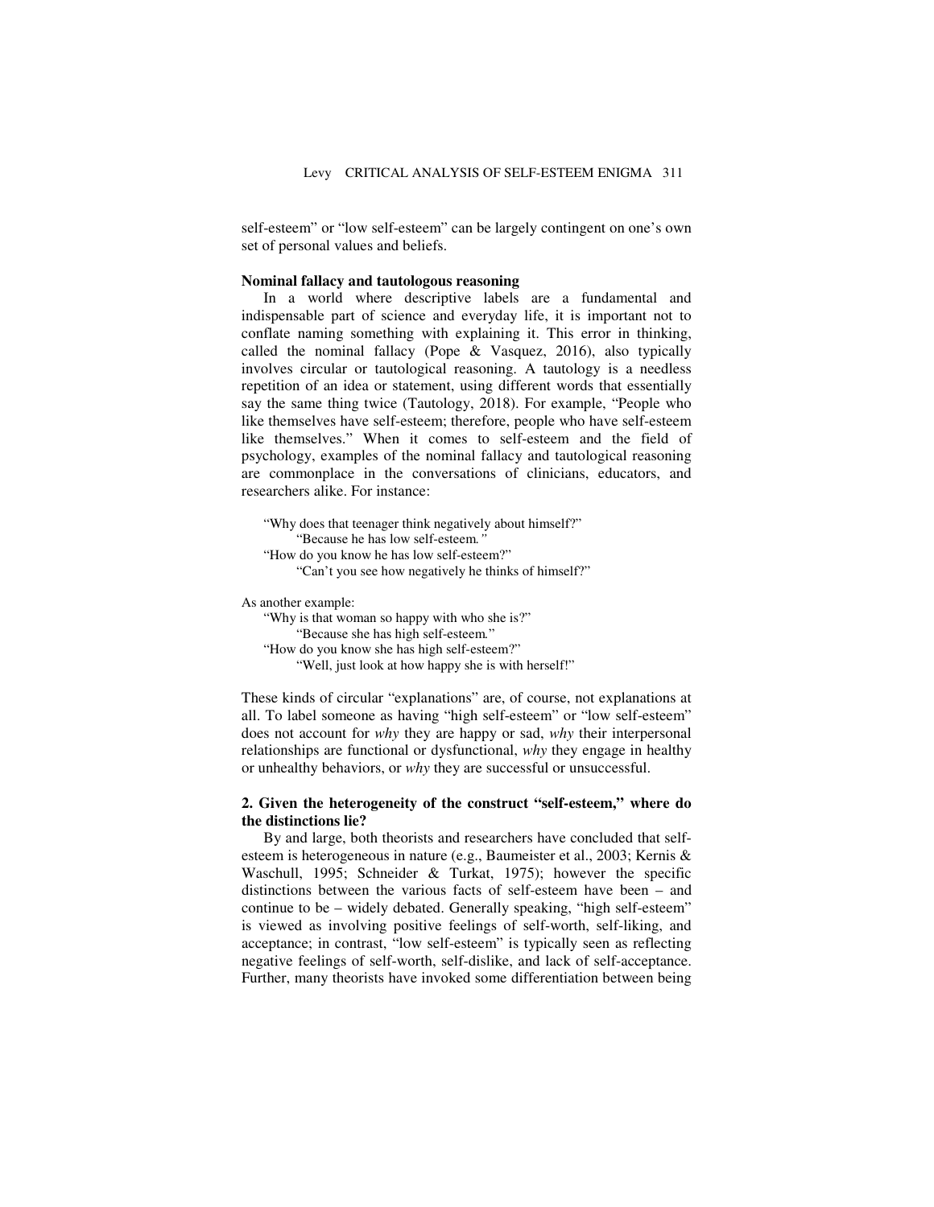self-esteem" or "low self-esteem" can be largely contingent on one's own set of personal values and beliefs.

### Nominal fallacy and tautologous reasoning

In a world where descriptive labels are a fundamental and indispensable part of science and everyday life, it is important not to conflate naming something with explaining it. This error in thinking, called the nominal fallacy (Pope & Vasquez, 2016), also typically involves circular or tautological reasoning. A tautology is a needless repetition of an idea or statement, using different words that essentially say the same thing twice (Tautology, 2018). For example, "People who like themselves have self-esteem; therefore, people who have self-esteem like themselves." When it comes to self-esteem and the field of psychology, examples of the nominal fallacy and tautological reasoning are commonplace in the conversations of clinicians, educators, and researchers alike. For instance:

> "Why does that teenager think negatively about himself?"
>
> "Because he has low self-esteem*."*
>
> "How do you know he has low self-esteem?"
>
> "Can't you see how negatively he thinks of himself?"

As another example:

> "Why is that woman so happy with who she is?"
>
> "Because she has high self-esteem*.*"
>
> "How do you know she has high self-esteem?"
>
> "Well, just look at how happy she is with herself!"

These kinds of circular "explanations" are, of course, not explanations at all. To label someone as having "high self-esteem" or "low self-esteem" does not account for *why* they are happy or sad, *why* their interpersonal relationships are functional or dysfunctional, *why* they engage in healthy or unhealthy behaviors, or *why* they are successful or unsuccessful.

## 2. Given the heterogeneity of the construct "self-esteem," where do the distinctions lie?

By and large, both theorists and researchers have concluded that self-esteem is heterogeneous in nature (e.g., Baumeister et al., 2003; Kernis & Waschull, 1995; Schneider & Turkat, 1975); however the specific distinctions between the various facts of self-esteem have been – and continue to be – widely debated. Generally speaking, "high self-esteem" is viewed as involving positive feelings of self-worth, self-liking, and acceptance; in contrast, "low self-esteem" is typically seen as reflecting negative feelings of self-worth, self-dislike, and lack of self-acceptance. Further, many theorists have invoked some differentiation between being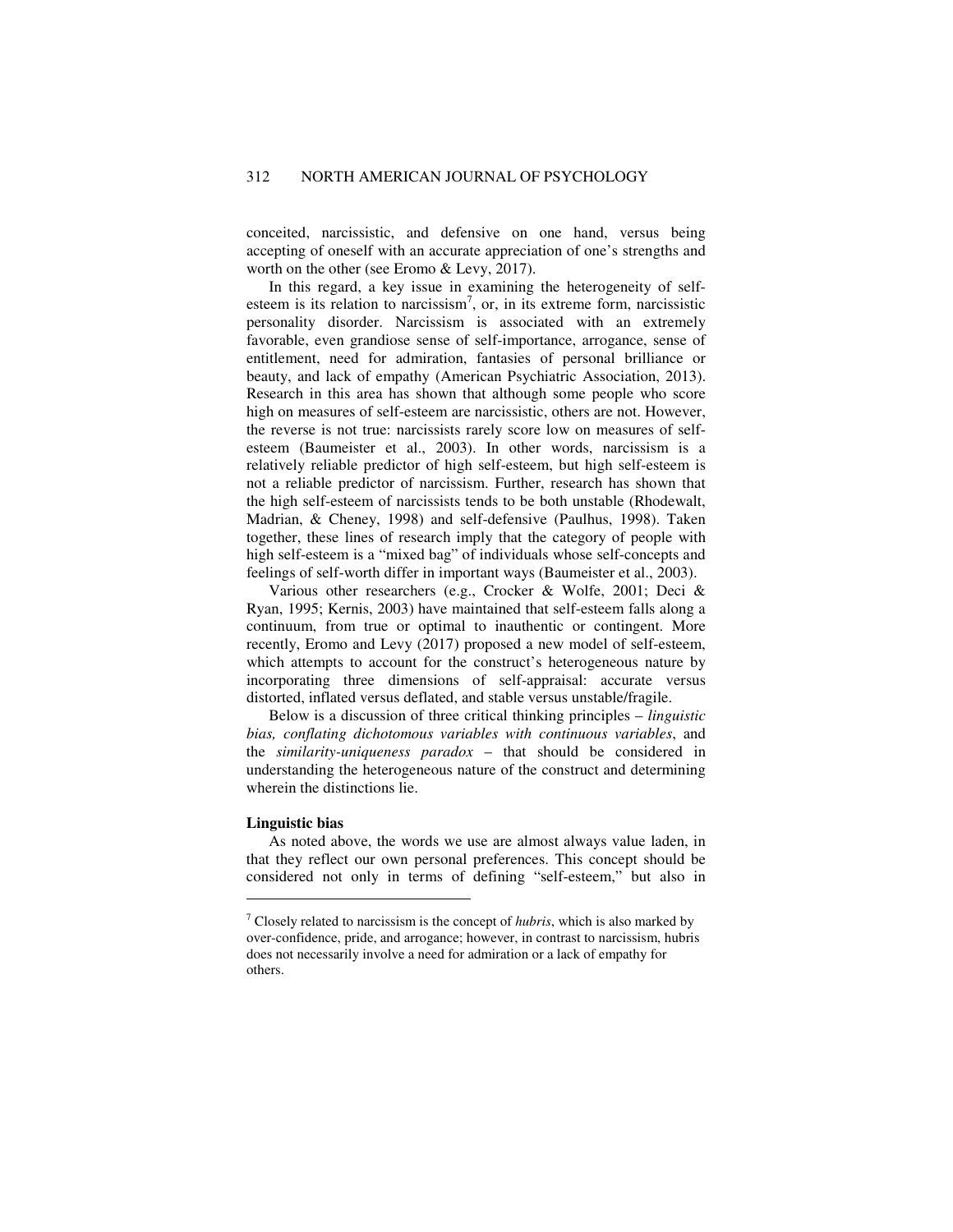conceited, narcissistic, and defensive on one hand, versus being accepting of oneself with an accurate appreciation of one's strengths and worth on the other (see Eromo & Levy, 2017).

In this regard, a key issue in examining the heterogeneity of self-esteem is its relation to narcissism[7], or, in its extreme form, narcissistic personality disorder. Narcissism is associated with an extremely favorable, even grandiose sense of self-importance, arrogance, sense of entitlement, need for admiration, fantasies of personal brilliance or beauty, and lack of empathy (American Psychiatric Association, 2013). Research in this area has shown that although some people who score high on measures of self-esteem are narcissistic, others are not. However, the reverse is not true: narcissists rarely score low on measures of self-esteem (Baumeister et al., 2003). In other words, narcissism is a relatively reliable predictor of high self-esteem, but high self-esteem is not a reliable predictor of narcissism. Further, research has shown that the high self-esteem of narcissists tends to be both unstable (Rhodewalt, Madrian, & Cheney, 1998) and self-defensive (Paulhus, 1998). Taken together, these lines of research imply that the category of people with high self-esteem is a "mixed bag" of individuals whose self-concepts and feelings of self-worth differ in important ways (Baumeister et al., 2003).

Various other researchers (e.g., Crocker & Wolfe, 2001; Deci & Ryan, 1995; Kernis, 2003) have maintained that self-esteem falls along a continuum, from true or optimal to inauthentic or contingent. More recently, Eromo and Levy (2017) proposed a new model of self-esteem, which attempts to account for the construct's heterogeneous nature by incorporating three dimensions of self-appraisal: accurate versus distorted, inflated versus deflated, and stable versus unstable/fragile.

Below is a discussion of three critical thinking principles – *linguistic bias, conflating dichotomous variables with continuous variables*, and the *similarity-uniqueness paradox* – that should be considered in understanding the heterogeneous nature of the construct and determining wherein the distinctions lie.

**Linguistic bias**

As noted above, the words we use are almost always value laden, in that they reflect our own personal preferences. This concept should be considered not only in terms of defining "self-esteem," but also in

[7] Closely related to narcissism is the concept of *hubris*, which is also marked by over-confidence, pride, and arrogance; however, in contrast to narcissism, hubris does not necessarily involve a need for admiration or a lack of empathy for others.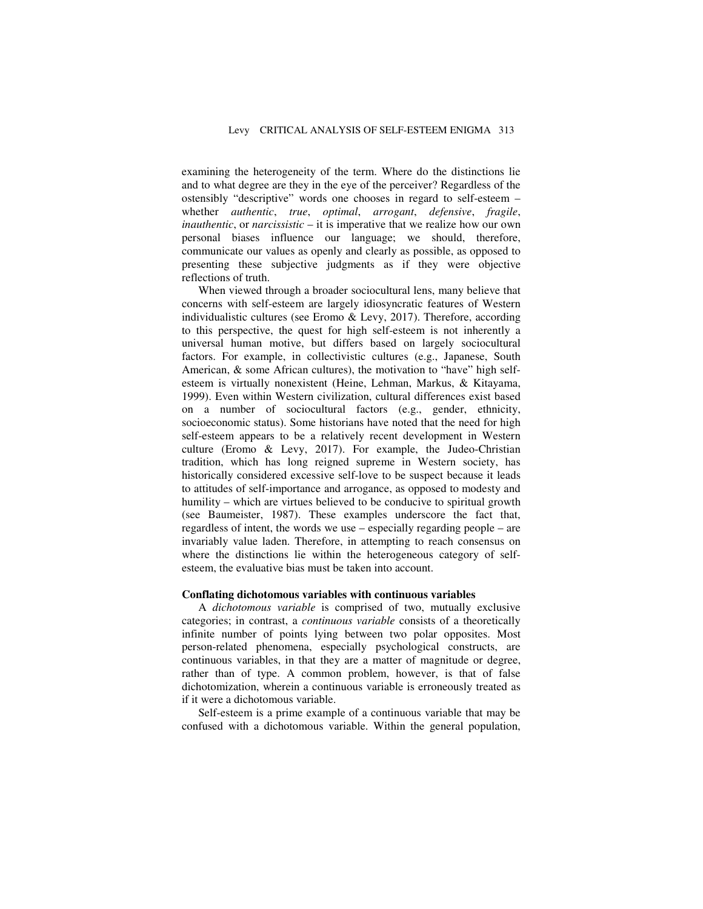examining the heterogeneity of the term. Where do the distinctions lie and to what degree are they in the eye of the perceiver? Regardless of the ostensibly "descriptive" words one chooses in regard to self-esteem – whether *authentic*, *true*, *optimal*, *arrogant*, *defensive*, *fragile*, *inauthentic*, or *narcissistic* – it is imperative that we realize how our own personal biases influence our language; we should, therefore, communicate our values as openly and clearly as possible, as opposed to presenting these subjective judgments as if they were objective reflections of truth.

When viewed through a broader sociocultural lens, many believe that concerns with self-esteem are largely idiosyncratic features of Western individualistic cultures (see Eromo & Levy, 2017). Therefore, according to this perspective, the quest for high self-esteem is not inherently a universal human motive, but differs based on largely sociocultural factors. For example, in collectivistic cultures (e.g., Japanese, South American, & some African cultures), the motivation to "have" high self-esteem is virtually nonexistent (Heine, Lehman, Markus, & Kitayama, 1999). Even within Western civilization, cultural differences exist based on a number of sociocultural factors (e.g., gender, ethnicity, socioeconomic status). Some historians have noted that the need for high self-esteem appears to be a relatively recent development in Western culture (Eromo & Levy, 2017). For example, the Judeo-Christian tradition, which has long reigned supreme in Western society, has historically considered excessive self-love to be suspect because it leads to attitudes of self-importance and arrogance, as opposed to modesty and humility – which are virtues believed to be conducive to spiritual growth (see Baumeister, 1987). These examples underscore the fact that, regardless of intent, the words we use – especially regarding people – are invariably value laden. Therefore, in attempting to reach consensus on where the distinctions lie within the heterogeneous category of self-esteem, the evaluative bias must be taken into account.

**Conflating dichotomous variables with continuous variables**

A *dichotomous variable* is comprised of two, mutually exclusive categories; in contrast, a *continuous variable* consists of a theoretically infinite number of points lying between two polar opposites. Most person-related phenomena, especially psychological constructs, are continuous variables, in that they are a matter of magnitude or degree, rather than of type. A common problem, however, is that of false dichotomization, wherein a continuous variable is erroneously treated as if it were a dichotomous variable.

Self-esteem is a prime example of a continuous variable that may be confused with a dichotomous variable. Within the general population,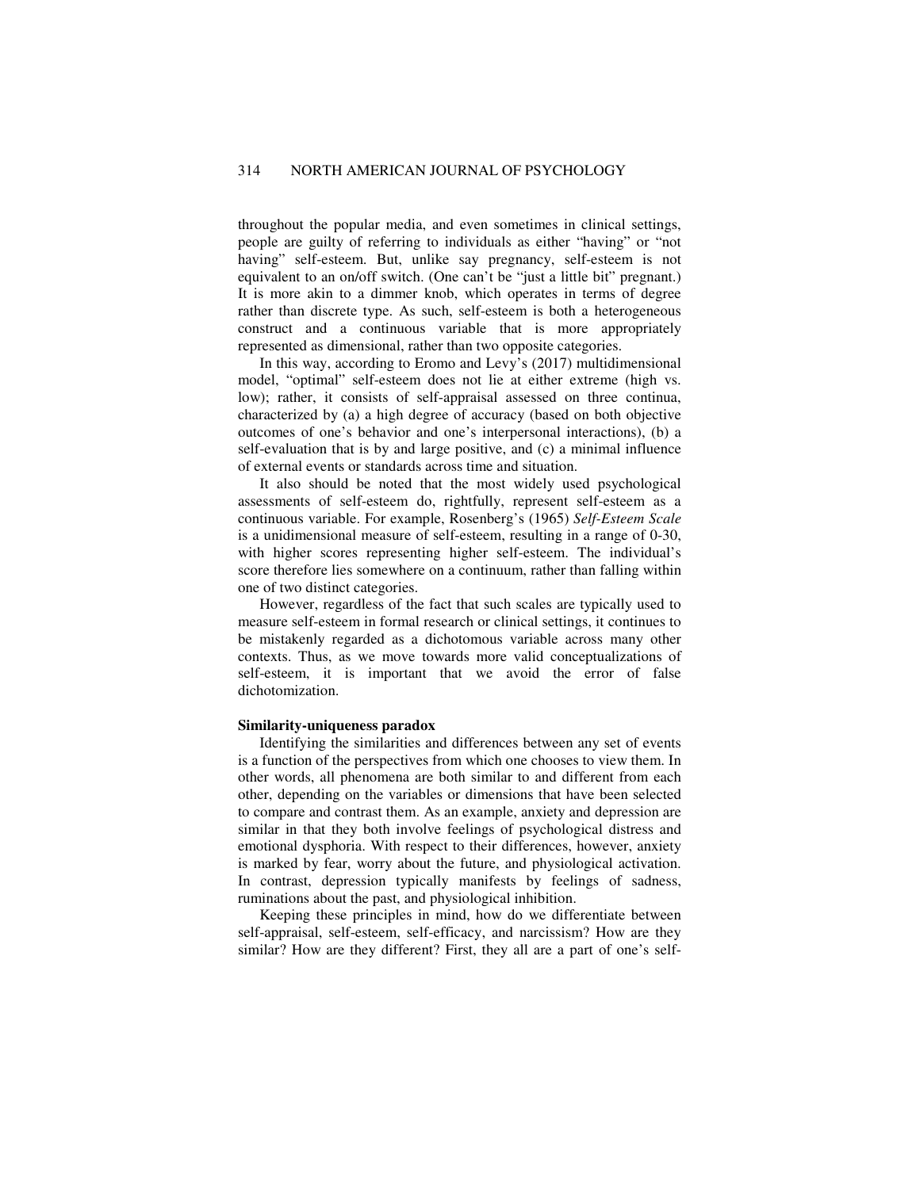throughout the popular media, and even sometimes in clinical settings, people are guilty of referring to individuals as either "having" or "not having" self-esteem. But, unlike say pregnancy, self-esteem is not equivalent to an on/off switch. (One can't be "just a little bit" pregnant.) It is more akin to a dimmer knob, which operates in terms of degree rather than discrete type. As such, self-esteem is both a heterogeneous construct and a continuous variable that is more appropriately represented as dimensional, rather than two opposite categories.

In this way, according to Eromo and Levy's (2017) multidimensional model, "optimal" self-esteem does not lie at either extreme (high vs. low); rather, it consists of self-appraisal assessed on three continua, characterized by (a) a high degree of accuracy (based on both objective outcomes of one's behavior and one's interpersonal interactions), (b) a self-evaluation that is by and large positive, and (c) a minimal influence of external events or standards across time and situation.

It also should be noted that the most widely used psychological assessments of self-esteem do, rightfully, represent self-esteem as a continuous variable. For example, Rosenberg's (1965) *Self-Esteem Scale* is a unidimensional measure of self-esteem, resulting in a range of 0-30, with higher scores representing higher self-esteem. The individual's score therefore lies somewhere on a continuum, rather than falling within one of two distinct categories.

However, regardless of the fact that such scales are typically used to measure self-esteem in formal research or clinical settings, it continues to be mistakenly regarded as a dichotomous variable across many other contexts. Thus, as we move towards more valid conceptualizations of self-esteem, it is important that we avoid the error of false dichotomization.

**Similarity-uniqueness paradox**

Identifying the similarities and differences between any set of events is a function of the perspectives from which one chooses to view them. In other words, all phenomena are both similar to and different from each other, depending on the variables or dimensions that have been selected to compare and contrast them. As an example, anxiety and depression are similar in that they both involve feelings of psychological distress and emotional dysphoria. With respect to their differences, however, anxiety is marked by fear, worry about the future, and physiological activation. In contrast, depression typically manifests by feelings of sadness, ruminations about the past, and physiological inhibition.

Keeping these principles in mind, how do we differentiate between self-appraisal, self-esteem, self-efficacy, and narcissism? How are they similar? How are they different? First, they all are a part of one's self-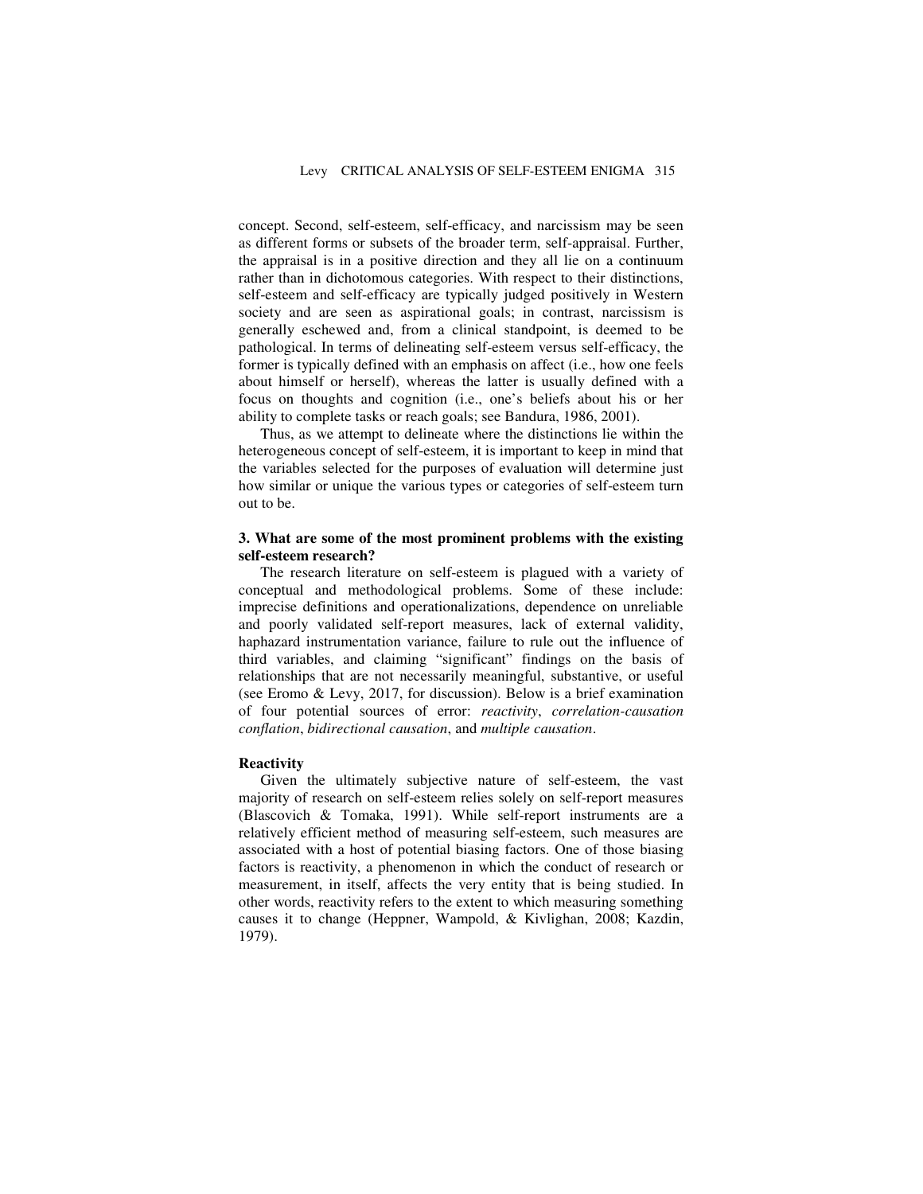concept. Second, self-esteem, self-efficacy, and narcissism may be seen as different forms or subsets of the broader term, self-appraisal. Further, the appraisal is in a positive direction and they all lie on a continuum rather than in dichotomous categories. With respect to their distinctions, self-esteem and self-efficacy are typically judged positively in Western society and are seen as aspirational goals; in contrast, narcissism is generally eschewed and, from a clinical standpoint, is deemed to be pathological. In terms of delineating self-esteem versus self-efficacy, the former is typically defined with an emphasis on affect (i.e., how one feels about himself or herself), whereas the latter is usually defined with a focus on thoughts and cognition (i.e., one's beliefs about his or her ability to complete tasks or reach goals; see Bandura, 1986, 2001).

Thus, as we attempt to delineate where the distinctions lie within the heterogeneous concept of self-esteem, it is important to keep in mind that the variables selected for the purposes of evaluation will determine just how similar or unique the various types or categories of self-esteem turn out to be.

### 3. What are some of the most prominent problems with the existing self-esteem research?

The research literature on self-esteem is plagued with a variety of conceptual and methodological problems. Some of these include: imprecise definitions and operationalizations, dependence on unreliable and poorly validated self-report measures, lack of external validity, haphazard instrumentation variance, failure to rule out the influence of third variables, and claiming "significant" findings on the basis of relationships that are not necessarily meaningful, substantive, or useful (see Eromo & Levy, 2017, for discussion). Below is a brief examination of four potential sources of error: *reactivity*, *correlation-causation conflation*, *bidirectional causation*, and *multiple causation*.

#### Reactivity

Given the ultimately subjective nature of self-esteem, the vast majority of research on self-esteem relies solely on self-report measures (Blascovich & Tomaka, 1991). While self-report instruments are a relatively efficient method of measuring self-esteem, such measures are associated with a host of potential biasing factors. One of those biasing factors is reactivity, a phenomenon in which the conduct of research or measurement, in itself, affects the very entity that is being studied. In other words, reactivity refers to the extent to which measuring something causes it to change (Heppner, Wampold, & Kivlighan, 2008; Kazdin, 1979).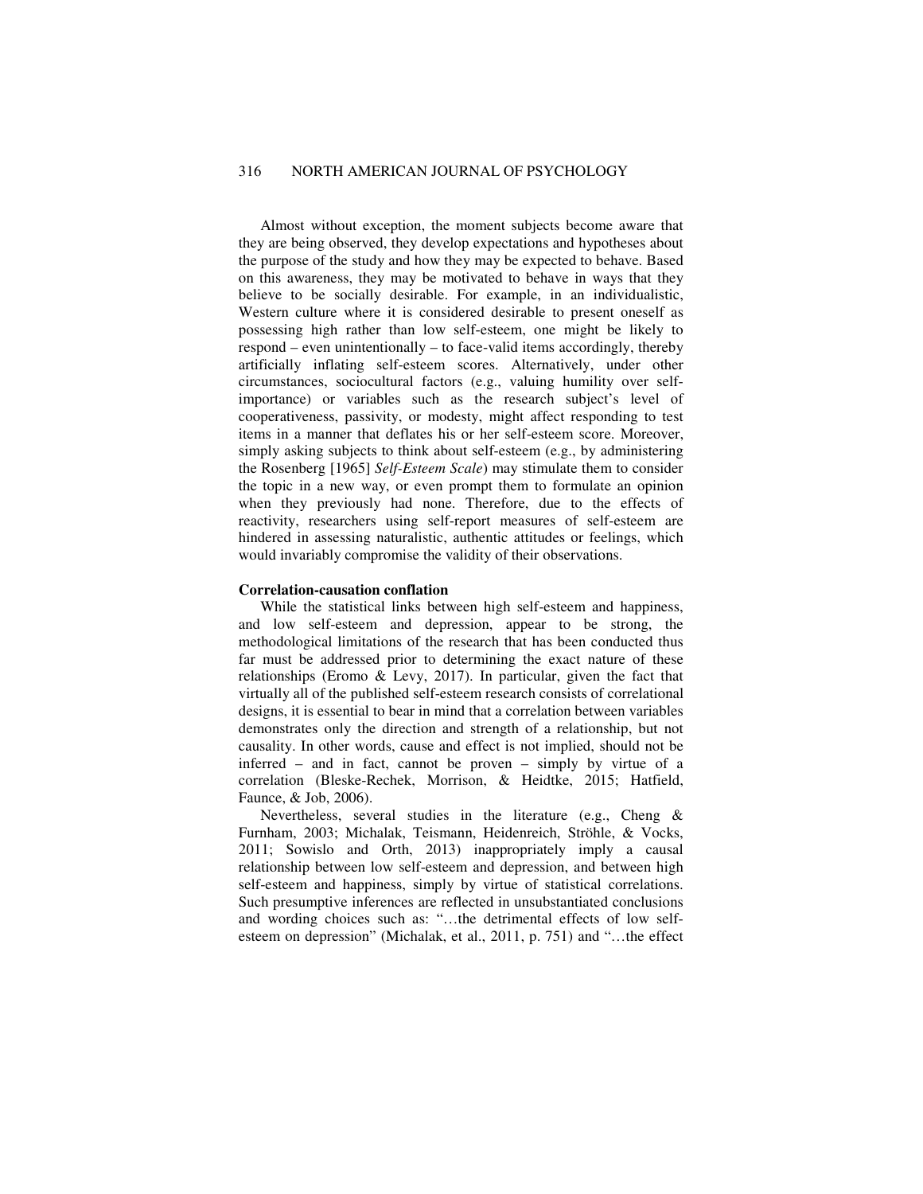Almost without exception, the moment subjects become aware that they are being observed, they develop expectations and hypotheses about the purpose of the study and how they may be expected to behave. Based on this awareness, they may be motivated to behave in ways that they believe to be socially desirable. For example, in an individualistic, Western culture where it is considered desirable to present oneself as possessing high rather than low self-esteem, one might be likely to respond – even unintentionally – to face-valid items accordingly, thereby artificially inflating self-esteem scores. Alternatively, under other circumstances, sociocultural factors (e.g., valuing humility over self-importance) or variables such as the research subject's level of cooperativeness, passivity, or modesty, might affect responding to test items in a manner that deflates his or her self-esteem score. Moreover, simply asking subjects to think about self-esteem (e.g., by administering the Rosenberg [1965] *Self-Esteem Scale*) may stimulate them to consider the topic in a new way, or even prompt them to formulate an opinion when they previously had none. Therefore, due to the effects of reactivity, researchers using self-report measures of self-esteem are hindered in assessing naturalistic, authentic attitudes or feelings, which would invariably compromise the validity of their observations.

**Correlation-causation conflation**

While the statistical links between high self-esteem and happiness, and low self-esteem and depression, appear to be strong, the methodological limitations of the research that has been conducted thus far must be addressed prior to determining the exact nature of these relationships (Eromo & Levy, 2017). In particular, given the fact that virtually all of the published self-esteem research consists of correlational designs, it is essential to bear in mind that a correlation between variables demonstrates only the direction and strength of a relationship, but not causality. In other words, cause and effect is not implied, should not be inferred – and in fact, cannot be proven – simply by virtue of a correlation (Bleske-Rechek, Morrison, & Heidtke, 2015; Hatfield, Faunce, & Job, 2006).

Nevertheless, several studies in the literature (e.g., Cheng & Furnham, 2003; Michalak, Teismann, Heidenreich, Ströhle, & Vocks, 2011; Sowislo and Orth, 2013) inappropriately imply a causal relationship between low self-esteem and depression, and between high self-esteem and happiness, simply by virtue of statistical correlations. Such presumptive inferences are reflected in unsubstantiated conclusions and wording choices such as: "…the detrimental effects of low self-esteem on depression" (Michalak, et al., 2011, p. 751) and "…the effect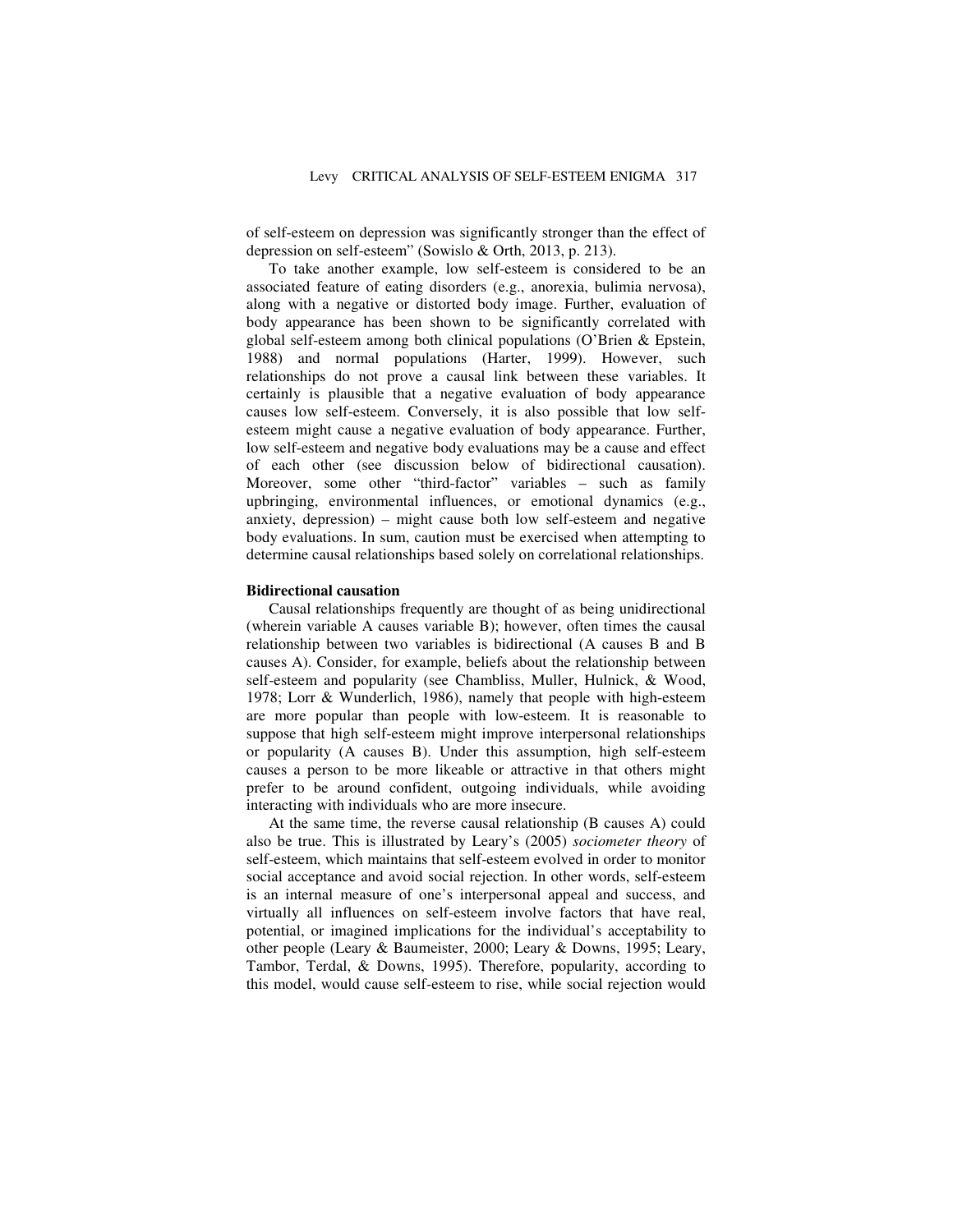of self-esteem on depression was significantly stronger than the effect of depression on self-esteem" (Sowislo & Orth, 2013, p. 213).

To take another example, low self-esteem is considered to be an associated feature of eating disorders (e.g., anorexia, bulimia nervosa), along with a negative or distorted body image. Further, evaluation of body appearance has been shown to be significantly correlated with global self-esteem among both clinical populations (O'Brien & Epstein, 1988) and normal populations (Harter, 1999). However, such relationships do not prove a causal link between these variables. It certainly is plausible that a negative evaluation of body appearance causes low self-esteem. Conversely, it is also possible that low self-esteem might cause a negative evaluation of body appearance. Further, low self-esteem and negative body evaluations may be a cause and effect of each other (see discussion below of bidirectional causation). Moreover, some other "third-factor" variables – such as family upbringing, environmental influences, or emotional dynamics (e.g., anxiety, depression) – might cause both low self-esteem and negative body evaluations. In sum, caution must be exercised when attempting to determine causal relationships based solely on correlational relationships.

**Bidirectional causation**

Causal relationships frequently are thought of as being unidirectional (wherein variable A causes variable B); however, often times the causal relationship between two variables is bidirectional (A causes B and B causes A). Consider, for example, beliefs about the relationship between self-esteem and popularity (see Chambliss, Muller, Hulnick, & Wood, 1978; Lorr & Wunderlich, 1986), namely that people with high-esteem are more popular than people with low-esteem. It is reasonable to suppose that high self-esteem might improve interpersonal relationships or popularity (A causes B). Under this assumption, high self-esteem causes a person to be more likeable or attractive in that others might prefer to be around confident, outgoing individuals, while avoiding interacting with individuals who are more insecure.

At the same time, the reverse causal relationship (B causes A) could also be true. This is illustrated by Leary's (2005) *sociometer theory* of self-esteem, which maintains that self-esteem evolved in order to monitor social acceptance and avoid social rejection. In other words, self-esteem is an internal measure of one's interpersonal appeal and success, and virtually all influences on self-esteem involve factors that have real, potential, or imagined implications for the individual's acceptability to other people (Leary & Baumeister, 2000; Leary & Downs, 1995; Leary, Tambor, Terdal, & Downs, 1995). Therefore, popularity, according to this model, would cause self-esteem to rise, while social rejection would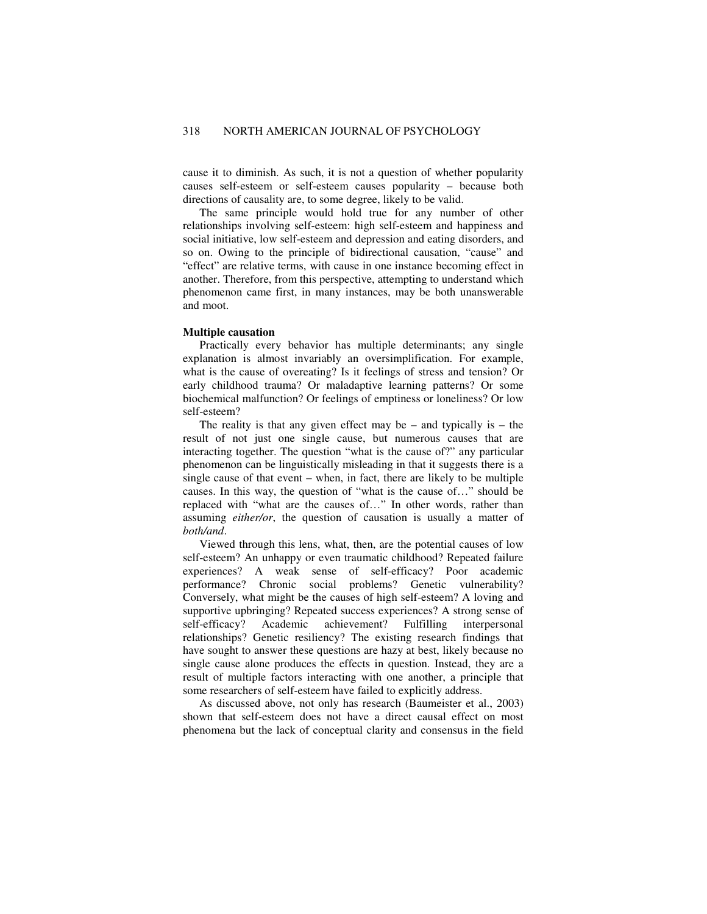cause it to diminish. As such, it is not a question of whether popularity causes self-esteem or self-esteem causes popularity – because both directions of causality are, to some degree, likely to be valid.

The same principle would hold true for any number of other relationships involving self-esteem: high self-esteem and happiness and social initiative, low self-esteem and depression and eating disorders, and so on. Owing to the principle of bidirectional causation, "cause" and "effect" are relative terms, with cause in one instance becoming effect in another. Therefore, from this perspective, attempting to understand which phenomenon came first, in many instances, may be both unanswerable and moot.

**Multiple causation**

Practically every behavior has multiple determinants; any single explanation is almost invariably an oversimplification. For example, what is the cause of overeating? Is it feelings of stress and tension? Or early childhood trauma? Or maladaptive learning patterns? Or some biochemical malfunction? Or feelings of emptiness or loneliness? Or low self-esteem?

The reality is that any given effect may be – and typically is – the result of not just one single cause, but numerous causes that are interacting together. The question "what is the cause of?" any particular phenomenon can be linguistically misleading in that it suggests there is a single cause of that event – when, in fact, there are likely to be multiple causes. In this way, the question of "what is the cause of…" should be replaced with "what are the causes of…" In other words, rather than assuming *either/or*, the question of causation is usually a matter of *both/and*.

Viewed through this lens, what, then, are the potential causes of low self-esteem? An unhappy or even traumatic childhood? Repeated failure experiences? A weak sense of self-efficacy? Poor academic performance? Chronic social problems? Genetic vulnerability? Conversely, what might be the causes of high self-esteem? A loving and supportive upbringing? Repeated success experiences? A strong sense of self-efficacy? Academic achievement? Fulfilling interpersonal relationships? Genetic resiliency? The existing research findings that have sought to answer these questions are hazy at best, likely because no single cause alone produces the effects in question. Instead, they are a result of multiple factors interacting with one another, a principle that some researchers of self-esteem have failed to explicitly address.

As discussed above, not only has research (Baumeister et al., 2003) shown that self-esteem does not have a direct causal effect on most phenomena but the lack of conceptual clarity and consensus in the field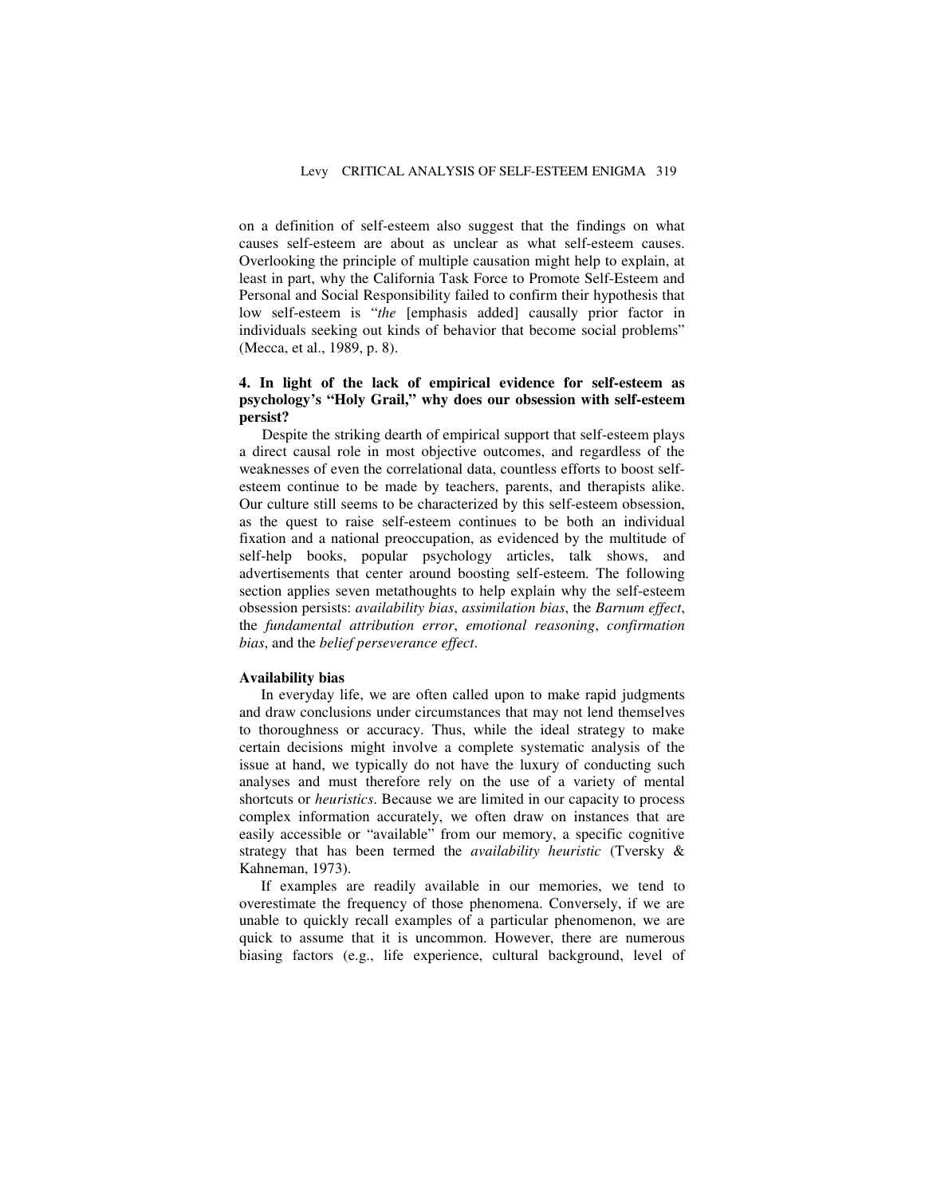on a definition of self-esteem also suggest that the findings on what causes self-esteem are about as unclear as what self-esteem causes. Overlooking the principle of multiple causation might help to explain, at least in part, why the California Task Force to Promote Self-Esteem and Personal and Social Responsibility failed to confirm their hypothesis that low self-esteem is "*the* [emphasis added] causally prior factor in individuals seeking out kinds of behavior that become social problems" (Mecca, et al., 1989, p. 8).

### 4. In light of the lack of empirical evidence for self-esteem as psychology's "Holy Grail," why does our obsession with self-esteem persist?

Despite the striking dearth of empirical support that self-esteem plays a direct causal role in most objective outcomes, and regardless of the weaknesses of even the correlational data, countless efforts to boost self-esteem continue to be made by teachers, parents, and therapists alike. Our culture still seems to be characterized by this self-esteem obsession, as the quest to raise self-esteem continues to be both an individual fixation and a national preoccupation, as evidenced by the multitude of self-help books, popular psychology articles, talk shows, and advertisements that center around boosting self-esteem. The following section applies seven metathoughts to help explain why the self-esteem obsession persists: *availability bias*, *assimilation bias*, the *Barnum effect*, the *fundamental attribution error*, *emotional reasoning*, *confirmation bias*, and the *belief perseverance effect*.

#### Availability bias

In everyday life, we are often called upon to make rapid judgments and draw conclusions under circumstances that may not lend themselves to thoroughness or accuracy. Thus, while the ideal strategy to make certain decisions might involve a complete systematic analysis of the issue at hand, we typically do not have the luxury of conducting such analyses and must therefore rely on the use of a variety of mental shortcuts or *heuristics*. Because we are limited in our capacity to process complex information accurately, we often draw on instances that are easily accessible or "available" from our memory, a specific cognitive strategy that has been termed the *availability heuristic* (Tversky & Kahneman, 1973).

If examples are readily available in our memories, we tend to overestimate the frequency of those phenomena. Conversely, if we are unable to quickly recall examples of a particular phenomenon, we are quick to assume that it is uncommon. However, there are numerous biasing factors (e.g., life experience, cultural background, level of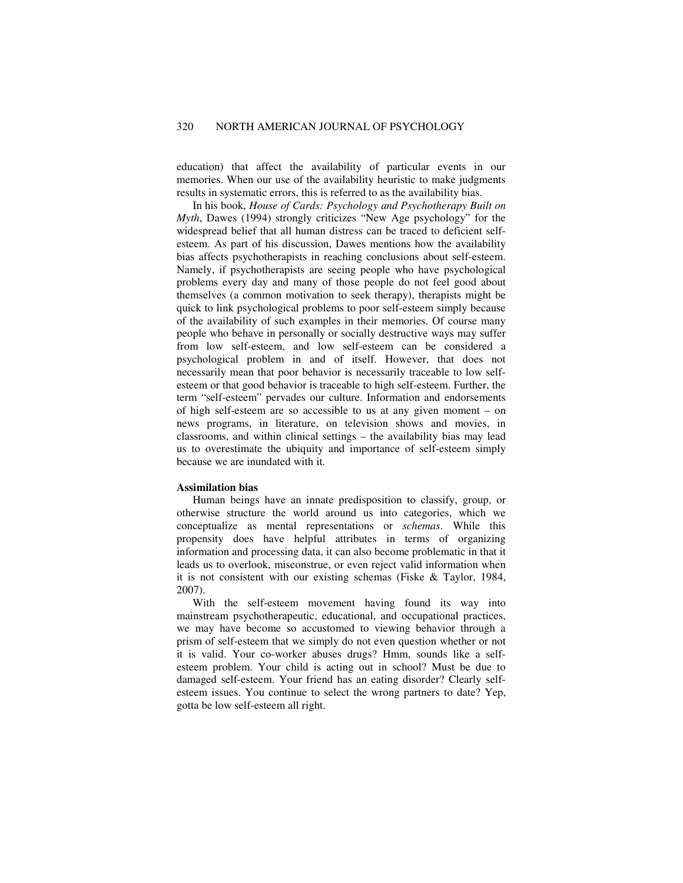education) that affect the availability of particular events in our memories. When our use of the availability heuristic to make judgments results in systematic errors, this is referred to as the availability bias.

In his book, *House of Cards: Psychology and Psychotherapy Built on Myth*, Dawes (1994) strongly criticizes "New Age psychology" for the widespread belief that all human distress can be traced to deficient self-esteem. As part of his discussion, Dawes mentions how the availability bias affects psychotherapists in reaching conclusions about self-esteem. Namely, if psychotherapists are seeing people who have psychological problems every day and many of those people do not feel good about themselves (a common motivation to seek therapy), therapists might be quick to link psychological problems to poor self-esteem simply because of the availability of such examples in their memories. Of course many people who behave in personally or socially destructive ways may suffer from low self-esteem, and low self-esteem can be considered a psychological problem in and of itself. However, that does not necessarily mean that poor behavior is necessarily traceable to low self-esteem or that good behavior is traceable to high self-esteem. Further, the term "self-esteem" pervades our culture. Information and endorsements of high self-esteem are so accessible to us at any given moment – on news programs, in literature, on television shows and movies, in classrooms, and within clinical settings – the availability bias may lead us to overestimate the ubiquity and importance of self-esteem simply because we are inundated with it.

**Assimilation bias**

Human beings have an innate predisposition to classify, group, or otherwise structure the world around us into categories, which we conceptualize as mental representations or *schemas*. While this propensity does have helpful attributes in terms of organizing information and processing data, it can also become problematic in that it leads us to overlook, misconstrue, or even reject valid information when it is not consistent with our existing schemas (Fiske & Taylor, 1984, 2007).

With the self-esteem movement having found its way into mainstream psychotherapeutic, educational, and occupational practices, we may have become so accustomed to viewing behavior through a prism of self-esteem that we simply do not even question whether or not it is valid. Your co-worker abuses drugs? Hmm, sounds like a self-esteem problem. Your child is acting out in school? Must be due to damaged self-esteem. Your friend has an eating disorder? Clearly self-esteem issues. You continue to select the wrong partners to date? Yep, gotta be low self-esteem all right.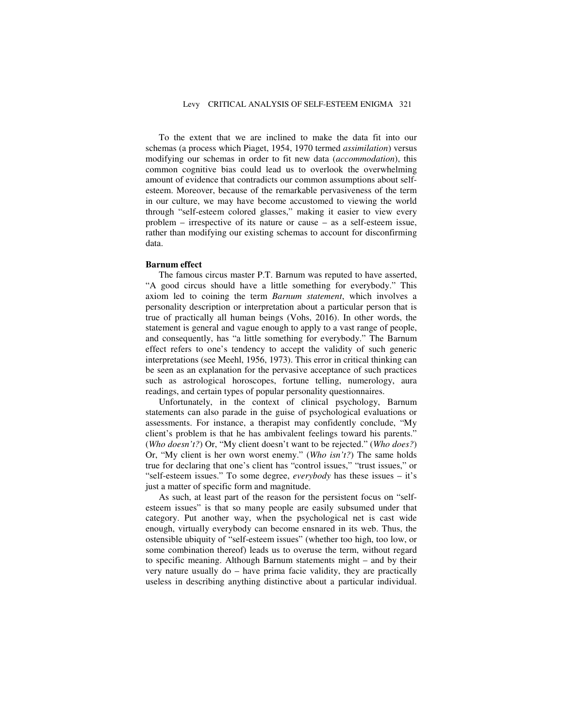To the extent that we are inclined to make the data fit into our schemas (a process which Piaget, 1954, 1970 termed *assimilation*) versus modifying our schemas in order to fit new data (*accommodation*), this common cognitive bias could lead us to overlook the overwhelming amount of evidence that contradicts our common assumptions about self-esteem. Moreover, because of the remarkable pervasiveness of the term in our culture, we may have become accustomed to viewing the world through "self-esteem colored glasses," making it easier to view every problem – irrespective of its nature or cause – as a self-esteem issue, rather than modifying our existing schemas to account for disconfirming data.

**Barnum effect**

The famous circus master P.T. Barnum was reputed to have asserted, "A good circus should have a little something for everybody." This axiom led to coining the term *Barnum statement*, which involves a personality description or interpretation about a particular person that is true of practically all human beings (Vohs, 2016). In other words, the statement is general and vague enough to apply to a vast range of people, and consequently, has "a little something for everybody." The Barnum effect refers to one's tendency to accept the validity of such generic interpretations (see Meehl, 1956, 1973). This error in critical thinking can be seen as an explanation for the pervasive acceptance of such practices such as astrological horoscopes, fortune telling, numerology, aura readings, and certain types of popular personality questionnaires.

Unfortunately, in the context of clinical psychology, Barnum statements can also parade in the guise of psychological evaluations or assessments. For instance, a therapist may confidently conclude, "My client's problem is that he has ambivalent feelings toward his parents." (*Who doesn't?*) Or, "My client doesn't want to be rejected." (*Who does?*) Or, "My client is her own worst enemy." (*Who isn't?*) The same holds true for declaring that one's client has "control issues," "trust issues," or "self-esteem issues." To some degree, *everybody* has these issues – it's just a matter of specific form and magnitude.

As such, at least part of the reason for the persistent focus on "self-esteem issues" is that so many people are easily subsumed under that category. Put another way, when the psychological net is cast wide enough, virtually everybody can become ensnared in its web. Thus, the ostensible ubiquity of "self-esteem issues" (whether too high, too low, or some combination thereof) leads us to overuse the term, without regard to specific meaning. Although Barnum statements might – and by their very nature usually do – have prima facie validity, they are practically useless in describing anything distinctive about a particular individual.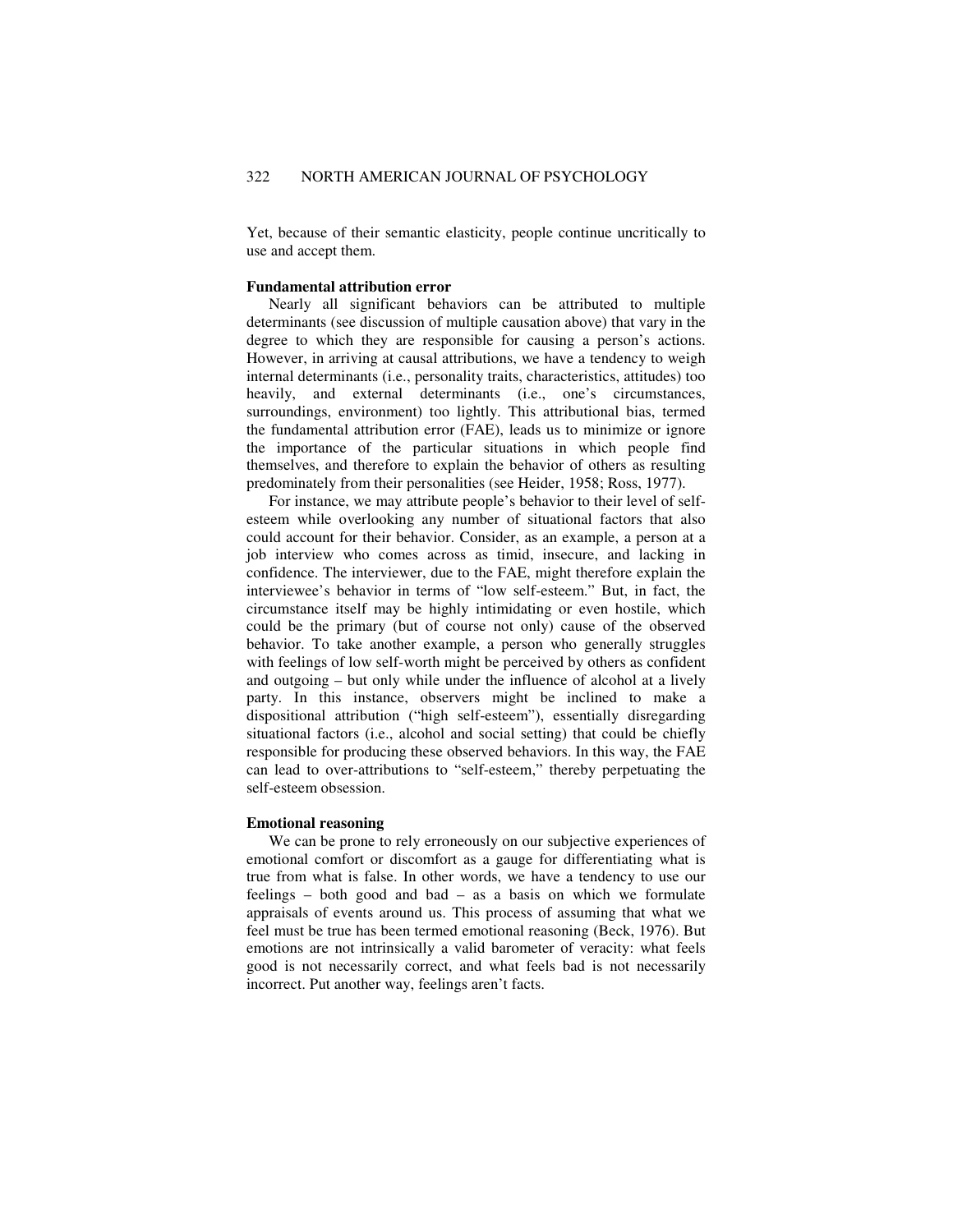Yet, because of their semantic elasticity, people continue uncritically to use and accept them.

**Fundamental attribution error**

Nearly all significant behaviors can be attributed to multiple determinants (see discussion of multiple causation above) that vary in the degree to which they are responsible for causing a person's actions. However, in arriving at causal attributions, we have a tendency to weigh internal determinants (i.e., personality traits, characteristics, attitudes) too heavily, and external determinants (i.e., one's circumstances, surroundings, environment) too lightly. This attributional bias, termed the fundamental attribution error (FAE), leads us to minimize or ignore the importance of the particular situations in which people find themselves, and therefore to explain the behavior of others as resulting predominately from their personalities (see Heider, 1958; Ross, 1977).

For instance, we may attribute people's behavior to their level of self-esteem while overlooking any number of situational factors that also could account for their behavior. Consider, as an example, a person at a job interview who comes across as timid, insecure, and lacking in confidence. The interviewer, due to the FAE, might therefore explain the interviewee's behavior in terms of "low self-esteem." But, in fact, the circumstance itself may be highly intimidating or even hostile, which could be the primary (but of course not only) cause of the observed behavior. To take another example, a person who generally struggles with feelings of low self-worth might be perceived by others as confident and outgoing – but only while under the influence of alcohol at a lively party. In this instance, observers might be inclined to make a dispositional attribution ("high self-esteem"), essentially disregarding situational factors (i.e., alcohol and social setting) that could be chiefly responsible for producing these observed behaviors. In this way, the FAE can lead to over-attributions to "self-esteem," thereby perpetuating the self-esteem obsession.

**Emotional reasoning**

We can be prone to rely erroneously on our subjective experiences of emotional comfort or discomfort as a gauge for differentiating what is true from what is false. In other words, we have a tendency to use our feelings – both good and bad – as a basis on which we formulate appraisals of events around us. This process of assuming that what we feel must be true has been termed emotional reasoning (Beck, 1976). But emotions are not intrinsically a valid barometer of veracity: what feels good is not necessarily correct, and what feels bad is not necessarily incorrect. Put another way, feelings aren't facts.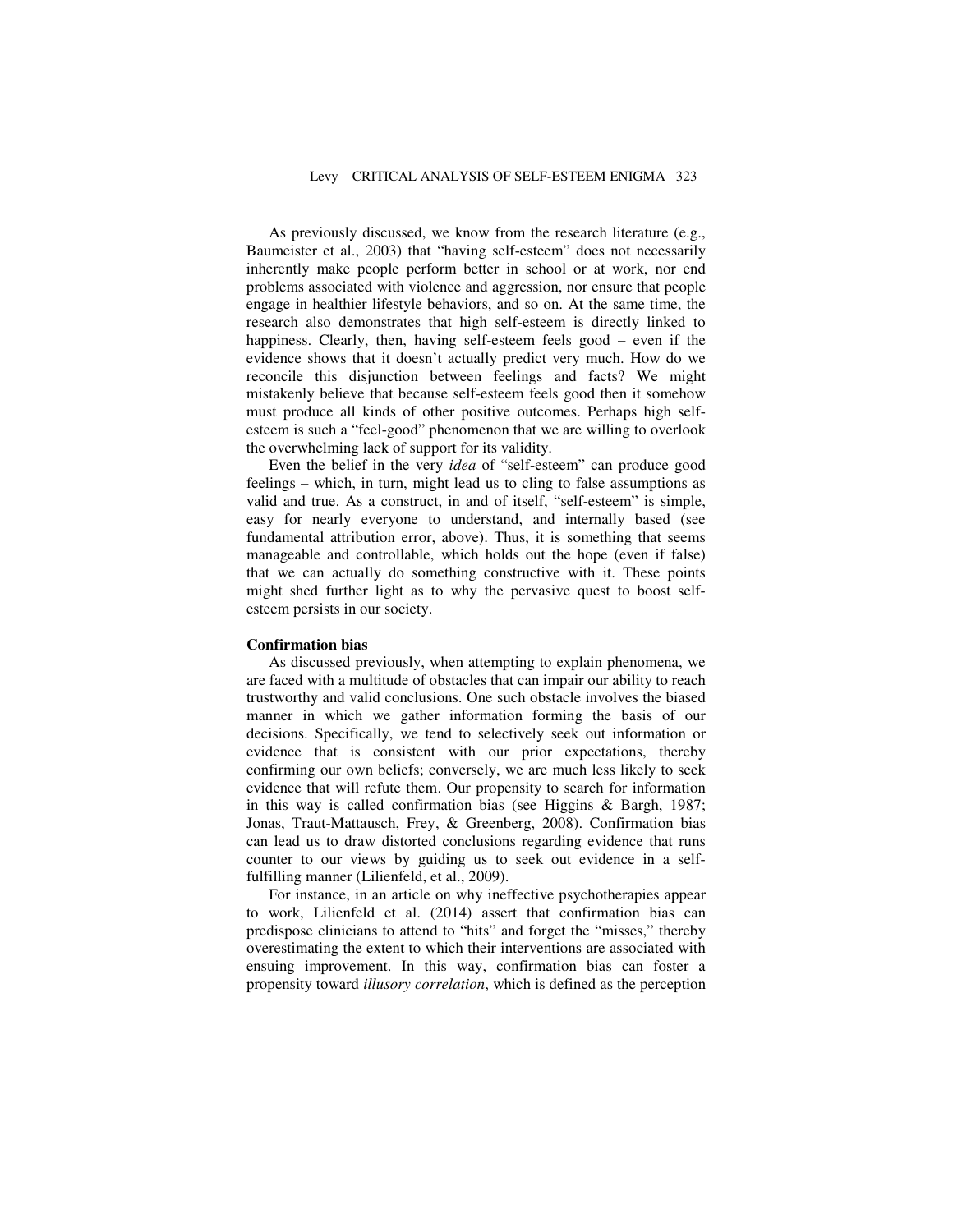As previously discussed, we know from the research literature (e.g., Baumeister et al., 2003) that "having self-esteem" does not necessarily inherently make people perform better in school or at work, nor end problems associated with violence and aggression, nor ensure that people engage in healthier lifestyle behaviors, and so on. At the same time, the research also demonstrates that high self-esteem is directly linked to happiness. Clearly, then, having self-esteem feels good – even if the evidence shows that it doesn't actually predict very much. How do we reconcile this disjunction between feelings and facts? We might mistakenly believe that because self-esteem feels good then it somehow must produce all kinds of other positive outcomes. Perhaps high self-esteem is such a "feel-good" phenomenon that we are willing to overlook the overwhelming lack of support for its validity.

Even the belief in the very *idea* of "self-esteem" can produce good feelings – which, in turn, might lead us to cling to false assumptions as valid and true. As a construct, in and of itself, "self-esteem" is simple, easy for nearly everyone to understand, and internally based (see fundamental attribution error, above). Thus, it is something that seems manageable and controllable, which holds out the hope (even if false) that we can actually do something constructive with it. These points might shed further light as to why the pervasive quest to boost self-esteem persists in our society.

**Confirmation bias**

As discussed previously, when attempting to explain phenomena, we are faced with a multitude of obstacles that can impair our ability to reach trustworthy and valid conclusions. One such obstacle involves the biased manner in which we gather information forming the basis of our decisions. Specifically, we tend to selectively seek out information or evidence that is consistent with our prior expectations, thereby confirming our own beliefs; conversely, we are much less likely to seek evidence that will refute them. Our propensity to search for information in this way is called confirmation bias (see Higgins & Bargh, 1987; Jonas, Traut-Mattausch, Frey, & Greenberg, 2008). Confirmation bias can lead us to draw distorted conclusions regarding evidence that runs counter to our views by guiding us to seek out evidence in a self-fulfilling manner (Lilienfeld, et al., 2009).

For instance, in an article on why ineffective psychotherapies appear to work, Lilienfeld et al. (2014) assert that confirmation bias can predispose clinicians to attend to "hits" and forget the "misses," thereby overestimating the extent to which their interventions are associated with ensuing improvement. In this way, confirmation bias can foster a propensity toward *illusory correlation*, which is defined as the perception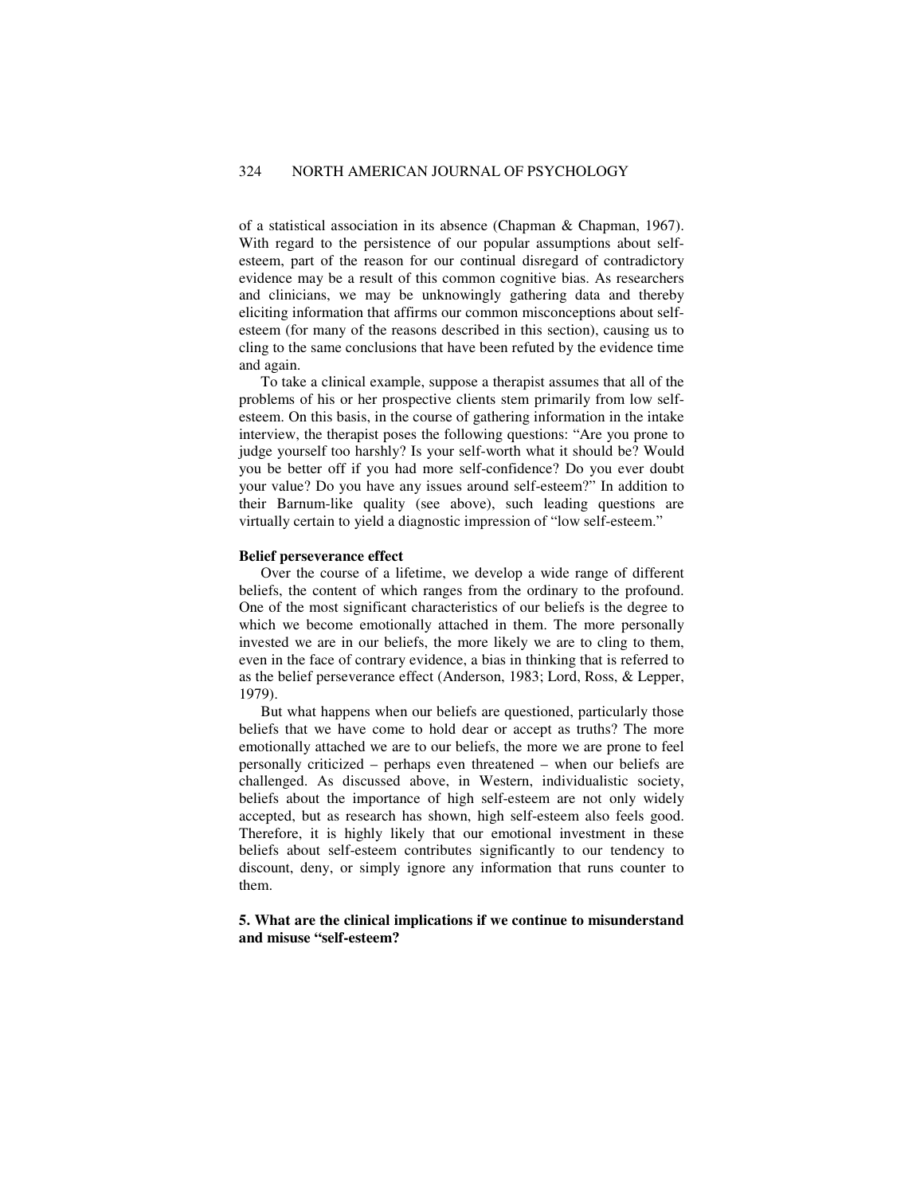of a statistical association in its absence (Chapman & Chapman, 1967). With regard to the persistence of our popular assumptions about self-esteem, part of the reason for our continual disregard of contradictory evidence may be a result of this common cognitive bias. As researchers and clinicians, we may be unknowingly gathering data and thereby eliciting information that affirms our common misconceptions about self-esteem (for many of the reasons described in this section), causing us to cling to the same conclusions that have been refuted by the evidence time and again.

To take a clinical example, suppose a therapist assumes that all of the problems of his or her prospective clients stem primarily from low self-esteem. On this basis, in the course of gathering information in the intake interview, the therapist poses the following questions: "Are you prone to judge yourself too harshly? Is your self-worth what it should be? Would you be better off if you had more self-confidence? Do you ever doubt your value? Do you have any issues around self-esteem?" In addition to their Barnum-like quality (see above), such leading questions are virtually certain to yield a diagnostic impression of "low self-esteem."

**Belief perseverance effect**

Over the course of a lifetime, we develop a wide range of different beliefs, the content of which ranges from the ordinary to the profound. One of the most significant characteristics of our beliefs is the degree to which we become emotionally attached in them. The more personally invested we are in our beliefs, the more likely we are to cling to them, even in the face of contrary evidence, a bias in thinking that is referred to as the belief perseverance effect (Anderson, 1983; Lord, Ross, & Lepper, 1979).

But what happens when our beliefs are questioned, particularly those beliefs that we have come to hold dear or accept as truths? The more emotionally attached we are to our beliefs, the more we are prone to feel personally criticized – perhaps even threatened – when our beliefs are challenged. As discussed above, in Western, individualistic society, beliefs about the importance of high self-esteem are not only widely accepted, but as research has shown, high self-esteem also feels good. Therefore, it is highly likely that our emotional investment in these beliefs about self-esteem contributes significantly to our tendency to discount, deny, or simply ignore any information that runs counter to them.

**5. What are the clinical implications if we continue to misunderstand and misuse "self-esteem?**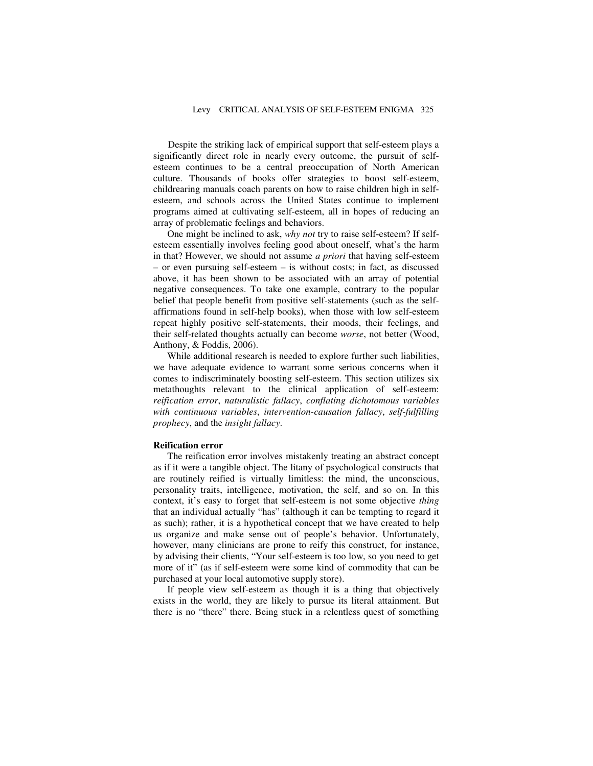Despite the striking lack of empirical support that self-esteem plays a significantly direct role in nearly every outcome, the pursuit of self-esteem continues to be a central preoccupation of North American culture. Thousands of books offer strategies to boost self-esteem, childrearing manuals coach parents on how to raise children high in self-esteem, and schools across the United States continue to implement programs aimed at cultivating self-esteem, all in hopes of reducing an array of problematic feelings and behaviors.

One might be inclined to ask, *why not* try to raise self-esteem? If self-esteem essentially involves feeling good about oneself, what's the harm in that? However, we should not assume *a priori* that having self-esteem – or even pursuing self-esteem – is without costs; in fact, as discussed above, it has been shown to be associated with an array of potential negative consequences. To take one example, contrary to the popular belief that people benefit from positive self-statements (such as the self-affirmations found in self-help books), when those with low self-esteem repeat highly positive self-statements, their moods, their feelings, and their self-related thoughts actually can become *worse*, not better (Wood, Anthony, & Foddis, 2006).

While additional research is needed to explore further such liabilities, we have adequate evidence to warrant some serious concerns when it comes to indiscriminately boosting self-esteem. This section utilizes six metathoughts relevant to the clinical application of self-esteem: *reification error*, *naturalistic fallacy*, *conflating dichotomous variables with continuous variables*, *intervention-causation fallacy*, *self-fulfilling prophecy*, and the *insight fallacy*.

**Reification error**

The reification error involves mistakenly treating an abstract concept as if it were a tangible object. The litany of psychological constructs that are routinely reified is virtually limitless: the mind, the unconscious, personality traits, intelligence, motivation, the self, and so on. In this context, it's easy to forget that self-esteem is not some objective *thing* that an individual actually "has" (although it can be tempting to regard it as such); rather, it is a hypothetical concept that we have created to help us organize and make sense out of people's behavior. Unfortunately, however, many clinicians are prone to reify this construct, for instance, by advising their clients, "Your self-esteem is too low, so you need to get more of it" (as if self-esteem were some kind of commodity that can be purchased at your local automotive supply store).

If people view self-esteem as though it is a thing that objectively exists in the world, they are likely to pursue its literal attainment. But there is no "there" there. Being stuck in a relentless quest of something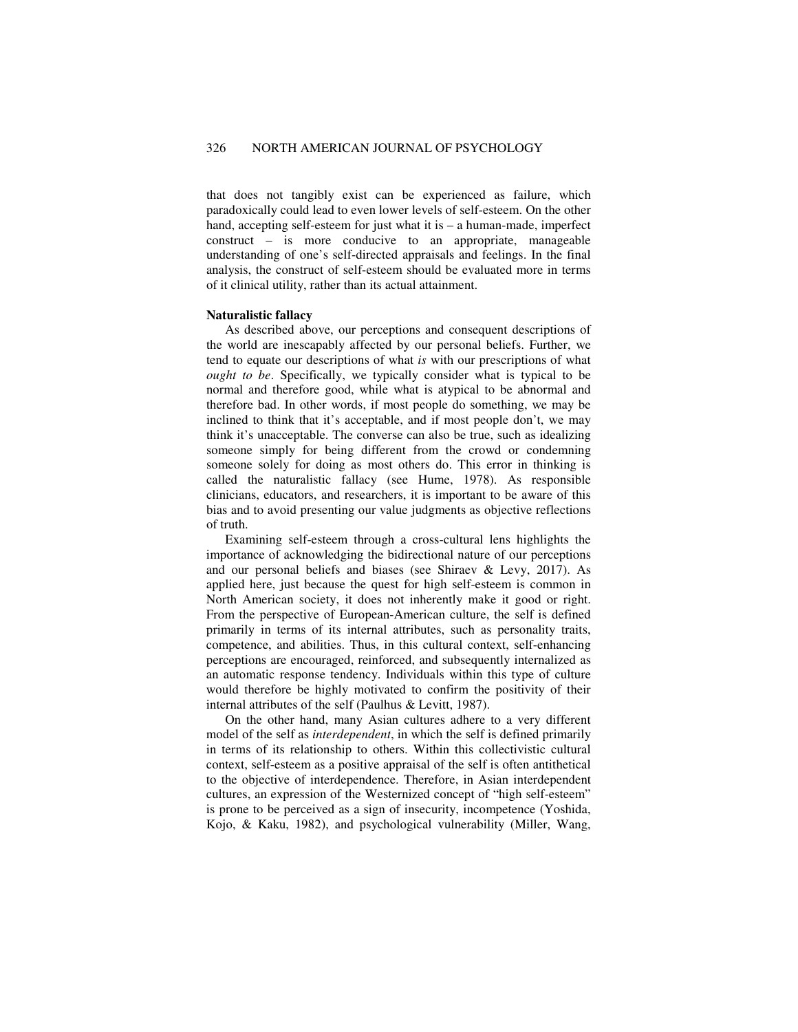that does not tangibly exist can be experienced as failure, which paradoxically could lead to even lower levels of self-esteem. On the other hand, accepting self-esteem for just what it is – a human-made, imperfect construct – is more conducive to an appropriate, manageable understanding of one's self-directed appraisals and feelings. In the final analysis, the construct of self-esteem should be evaluated more in terms of it clinical utility, rather than its actual attainment.

**Naturalistic fallacy**

As described above, our perceptions and consequent descriptions of the world are inescapably affected by our personal beliefs. Further, we tend to equate our descriptions of what *is* with our prescriptions of what *ought to be*. Specifically, we typically consider what is typical to be normal and therefore good, while what is atypical to be abnormal and therefore bad. In other words, if most people do something, we may be inclined to think that it's acceptable, and if most people don't, we may think it's unacceptable. The converse can also be true, such as idealizing someone simply for being different from the crowd or condemning someone solely for doing as most others do. This error in thinking is called the naturalistic fallacy (see Hume, 1978). As responsible clinicians, educators, and researchers, it is important to be aware of this bias and to avoid presenting our value judgments as objective reflections of truth.

Examining self-esteem through a cross-cultural lens highlights the importance of acknowledging the bidirectional nature of our perceptions and our personal beliefs and biases (see Shiraev & Levy, 2017). As applied here, just because the quest for high self-esteem is common in North American society, it does not inherently make it good or right. From the perspective of European-American culture, the self is defined primarily in terms of its internal attributes, such as personality traits, competence, and abilities. Thus, in this cultural context, self-enhancing perceptions are encouraged, reinforced, and subsequently internalized as an automatic response tendency. Individuals within this type of culture would therefore be highly motivated to confirm the positivity of their internal attributes of the self (Paulhus & Levitt, 1987).

On the other hand, many Asian cultures adhere to a very different model of the self as *interdependent*, in which the self is defined primarily in terms of its relationship to others. Within this collectivistic cultural context, self-esteem as a positive appraisal of the self is often antithetical to the objective of interdependence. Therefore, in Asian interdependent cultures, an expression of the Westernized concept of "high self-esteem" is prone to be perceived as a sign of insecurity, incompetence (Yoshida, Kojo, & Kaku, 1982), and psychological vulnerability (Miller, Wang,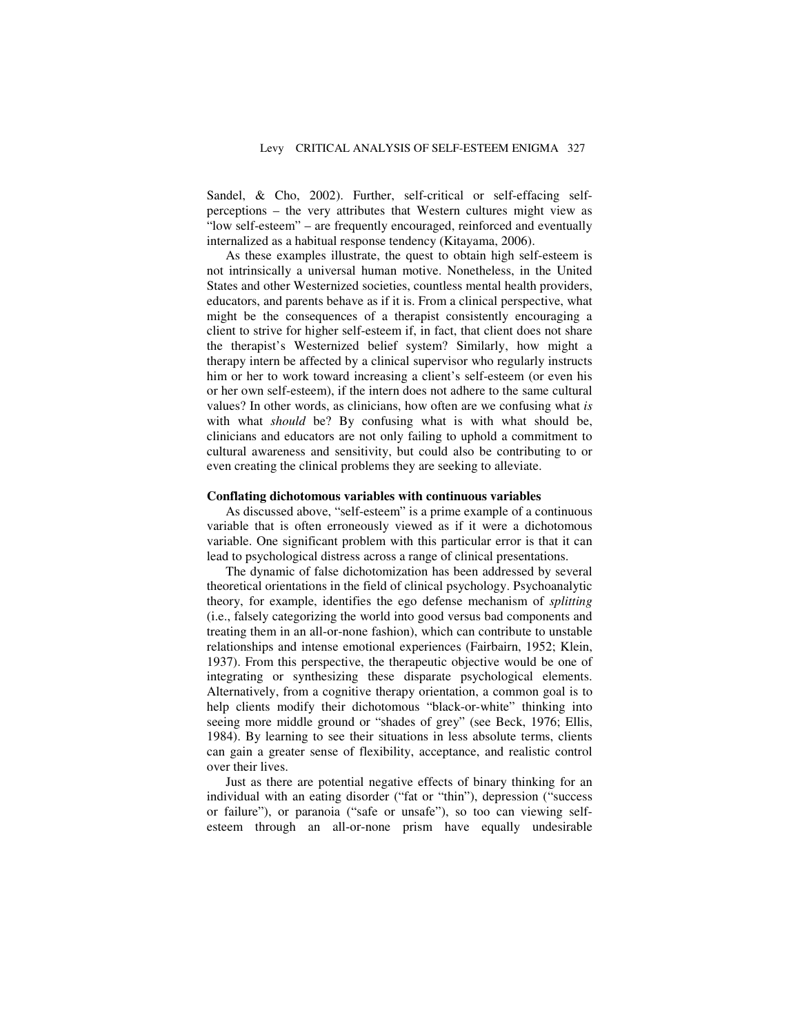Sandel, & Cho, 2002). Further, self-critical or self-effacing self-perceptions – the very attributes that Western cultures might view as "low self-esteem" – are frequently encouraged, reinforced and eventually internalized as a habitual response tendency (Kitayama, 2006).

As these examples illustrate, the quest to obtain high self-esteem is not intrinsically a universal human motive. Nonetheless, in the United States and other Westernized societies, countless mental health providers, educators, and parents behave as if it is. From a clinical perspective, what might be the consequences of a therapist consistently encouraging a client to strive for higher self-esteem if, in fact, that client does not share the therapist's Westernized belief system? Similarly, how might a therapy intern be affected by a clinical supervisor who regularly instructs him or her to work toward increasing a client's self-esteem (or even his or her own self-esteem), if the intern does not adhere to the same cultural values? In other words, as clinicians, how often are we confusing what *is* with what *should* be? By confusing what is with what should be, clinicians and educators are not only failing to uphold a commitment to cultural awareness and sensitivity, but could also be contributing to or even creating the clinical problems they are seeking to alleviate.

**Conflating dichotomous variables with continuous variables**

As discussed above, "self-esteem" is a prime example of a continuous variable that is often erroneously viewed as if it were a dichotomous variable. One significant problem with this particular error is that it can lead to psychological distress across a range of clinical presentations.

The dynamic of false dichotomization has been addressed by several theoretical orientations in the field of clinical psychology. Psychoanalytic theory, for example, identifies the ego defense mechanism of *splitting* (i.e., falsely categorizing the world into good versus bad components and treating them in an all-or-none fashion), which can contribute to unstable relationships and intense emotional experiences (Fairbairn, 1952; Klein, 1937). From this perspective, the therapeutic objective would be one of integrating or synthesizing these disparate psychological elements. Alternatively, from a cognitive therapy orientation, a common goal is to help clients modify their dichotomous "black-or-white" thinking into seeing more middle ground or "shades of grey" (see Beck, 1976; Ellis, 1984). By learning to see their situations in less absolute terms, clients can gain a greater sense of flexibility, acceptance, and realistic control over their lives.

Just as there are potential negative effects of binary thinking for an individual with an eating disorder ("fat or "thin"), depression ("success or failure"), or paranoia ("safe or unsafe"), so too can viewing self-esteem through an all-or-none prism have equally undesirable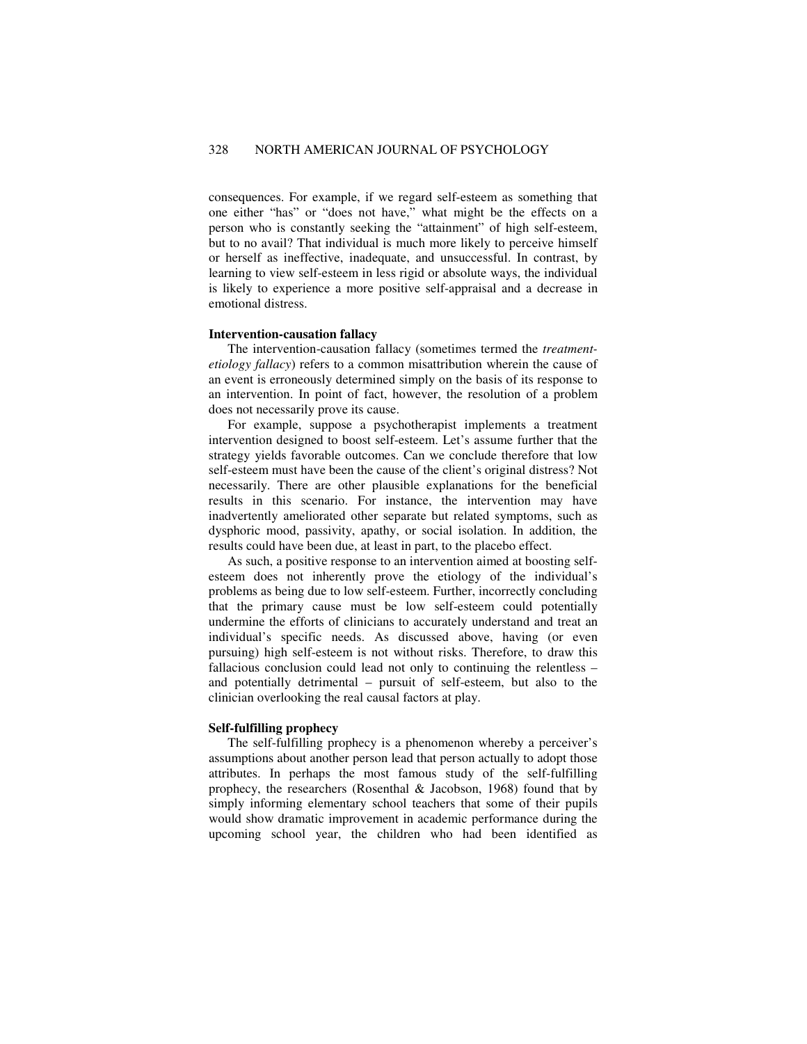consequences. For example, if we regard self-esteem as something that one either "has" or "does not have," what might be the effects on a person who is constantly seeking the "attainment" of high self-esteem, but to no avail? That individual is much more likely to perceive himself or herself as ineffective, inadequate, and unsuccessful. In contrast, by learning to view self-esteem in less rigid or absolute ways, the individual is likely to experience a more positive self-appraisal and a decrease in emotional distress.

**Intervention-causation fallacy**

The intervention-causation fallacy (sometimes termed the *treatment-etiology fallacy*) refers to a common misattribution wherein the cause of an event is erroneously determined simply on the basis of its response to an intervention. In point of fact, however, the resolution of a problem does not necessarily prove its cause.

For example, suppose a psychotherapist implements a treatment intervention designed to boost self-esteem. Let's assume further that the strategy yields favorable outcomes. Can we conclude therefore that low self-esteem must have been the cause of the client's original distress? Not necessarily. There are other plausible explanations for the beneficial results in this scenario. For instance, the intervention may have inadvertently ameliorated other separate but related symptoms, such as dysphoric mood, passivity, apathy, or social isolation. In addition, the results could have been due, at least in part, to the placebo effect.

As such, a positive response to an intervention aimed at boosting self-esteem does not inherently prove the etiology of the individual's problems as being due to low self-esteem. Further, incorrectly concluding that the primary cause must be low self-esteem could potentially undermine the efforts of clinicians to accurately understand and treat an individual's specific needs. As discussed above, having (or even pursuing) high self-esteem is not without risks. Therefore, to draw this fallacious conclusion could lead not only to continuing the relentless – and potentially detrimental – pursuit of self-esteem, but also to the clinician overlooking the real causal factors at play.

**Self-fulfilling prophecy**

The self-fulfilling prophecy is a phenomenon whereby a perceiver's assumptions about another person lead that person actually to adopt those attributes. In perhaps the most famous study of the self-fulfilling prophecy, the researchers (Rosenthal & Jacobson, 1968) found that by simply informing elementary school teachers that some of their pupils would show dramatic improvement in academic performance during the upcoming school year, the children who had been identified as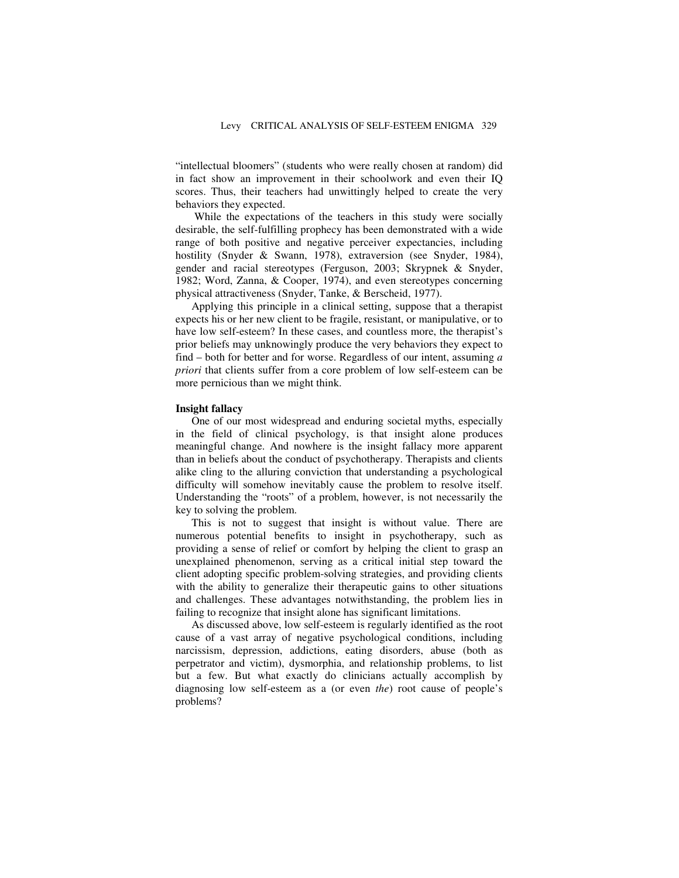"intellectual bloomers" (students who were really chosen at random) did in fact show an improvement in their schoolwork and even their IQ scores. Thus, their teachers had unwittingly helped to create the very behaviors they expected.

While the expectations of the teachers in this study were socially desirable, the self-fulfilling prophecy has been demonstrated with a wide range of both positive and negative perceiver expectancies, including hostility (Snyder & Swann, 1978), extraversion (see Snyder, 1984), gender and racial stereotypes (Ferguson, 2003; Skrypnek & Snyder, 1982; Word, Zanna, & Cooper, 1974), and even stereotypes concerning physical attractiveness (Snyder, Tanke, & Berscheid, 1977).

Applying this principle in a clinical setting, suppose that a therapist expects his or her new client to be fragile, resistant, or manipulative, or to have low self-esteem? In these cases, and countless more, the therapist's prior beliefs may unknowingly produce the very behaviors they expect to find – both for better and for worse. Regardless of our intent, assuming *a priori* that clients suffer from a core problem of low self-esteem can be more pernicious than we might think.

**Insight fallacy**

One of our most widespread and enduring societal myths, especially in the field of clinical psychology, is that insight alone produces meaningful change. And nowhere is the insight fallacy more apparent than in beliefs about the conduct of psychotherapy. Therapists and clients alike cling to the alluring conviction that understanding a psychological difficulty will somehow inevitably cause the problem to resolve itself. Understanding the "roots" of a problem, however, is not necessarily the key to solving the problem.

This is not to suggest that insight is without value. There are numerous potential benefits to insight in psychotherapy, such as providing a sense of relief or comfort by helping the client to grasp an unexplained phenomenon, serving as a critical initial step toward the client adopting specific problem-solving strategies, and providing clients with the ability to generalize their therapeutic gains to other situations and challenges. These advantages notwithstanding, the problem lies in failing to recognize that insight alone has significant limitations.

As discussed above, low self-esteem is regularly identified as the root cause of a vast array of negative psychological conditions, including narcissism, depression, addictions, eating disorders, abuse (both as perpetrator and victim), dysmorphia, and relationship problems, to list but a few. But what exactly do clinicians actually accomplish by diagnosing low self-esteem as a (or even *the*) root cause of people's problems?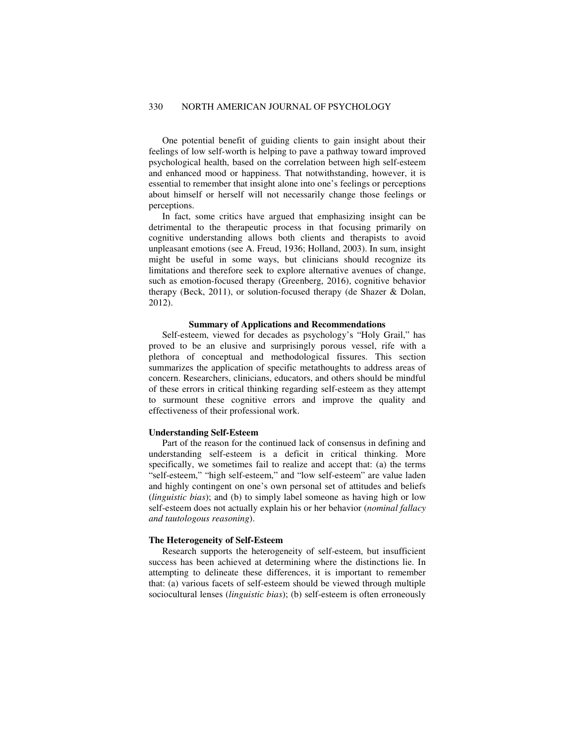One potential benefit of guiding clients to gain insight about their feelings of low self-worth is helping to pave a pathway toward improved psychological health, based on the correlation between high self-esteem and enhanced mood or happiness. That notwithstanding, however, it is essential to remember that insight alone into one's feelings or perceptions about himself or herself will not necessarily change those feelings or perceptions.

In fact, some critics have argued that emphasizing insight can be detrimental to the therapeutic process in that focusing primarily on cognitive understanding allows both clients and therapists to avoid unpleasant emotions (see A. Freud, 1936; Holland, 2003). In sum, insight might be useful in some ways, but clinicians should recognize its limitations and therefore seek to explore alternative avenues of change, such as emotion-focused therapy (Greenberg, 2016), cognitive behavior therapy (Beck, 2011), or solution-focused therapy (de Shazer & Dolan, 2012).

## Summary of Applications and Recommendations

Self-esteem, viewed for decades as psychology's "Holy Grail," has proved to be an elusive and surprisingly porous vessel, rife with a plethora of conceptual and methodological fissures. This section summarizes the application of specific metathoughts to address areas of concern. Researchers, clinicians, educators, and others should be mindful of these errors in critical thinking regarding self-esteem as they attempt to surmount these cognitive errors and improve the quality and effectiveness of their professional work.

### Understanding Self-Esteem

Part of the reason for the continued lack of consensus in defining and understanding self-esteem is a deficit in critical thinking. More specifically, we sometimes fail to realize and accept that: (a) the terms "self-esteem," "high self-esteem," and "low self-esteem" are value laden and highly contingent on one's own personal set of attitudes and beliefs (*linguistic bias*); and (b) to simply label someone as having high or low self-esteem does not actually explain his or her behavior (*nominal fallacy and tautologous reasoning*).

### The Heterogeneity of Self-Esteem

Research supports the heterogeneity of self-esteem, but insufficient success has been achieved at determining where the distinctions lie. In attempting to delineate these differences, it is important to remember that: (a) various facets of self-esteem should be viewed through multiple sociocultural lenses (*linguistic bias*); (b) self-esteem is often erroneously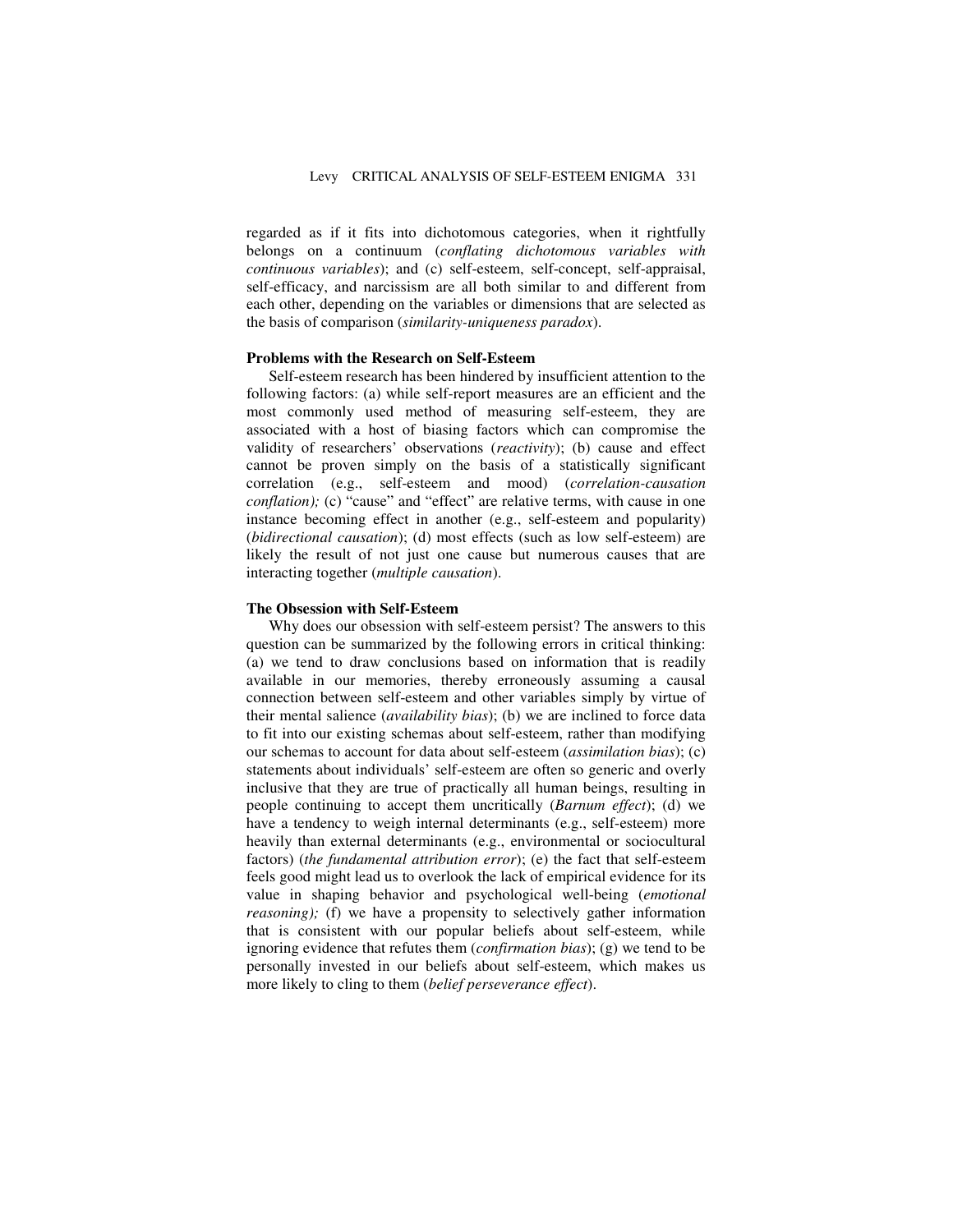regarded as if it fits into dichotomous categories, when it rightfully belongs on a continuum (*conflating dichotomous variables with continuous variables*); and (c) self-esteem, self-concept, self-appraisal, self-efficacy, and narcissism are all both similar to and different from each other, depending on the variables or dimensions that are selected as the basis of comparison (*similarity-uniqueness paradox*).

**Problems with the Research on Self-Esteem**

Self-esteem research has been hindered by insufficient attention to the following factors: (a) while self-report measures are an efficient and the most commonly used method of measuring self-esteem, they are associated with a host of biasing factors which can compromise the validity of researchers' observations (*reactivity*); (b) cause and effect cannot be proven simply on the basis of a statistically significant correlation (e.g., self-esteem and mood) (*correlation-causation conflation);* (c) "cause" and "effect" are relative terms, with cause in one instance becoming effect in another (e.g., self-esteem and popularity) (*bidirectional causation*); (d) most effects (such as low self-esteem) are likely the result of not just one cause but numerous causes that are interacting together (*multiple causation*).

**The Obsession with Self-Esteem**

Why does our obsession with self-esteem persist? The answers to this question can be summarized by the following errors in critical thinking: (a) we tend to draw conclusions based on information that is readily available in our memories, thereby erroneously assuming a causal connection between self-esteem and other variables simply by virtue of their mental salience (*availability bias*); (b) we are inclined to force data to fit into our existing schemas about self-esteem, rather than modifying our schemas to account for data about self-esteem (*assimilation bias*); (c) statements about individuals' self-esteem are often so generic and overly inclusive that they are true of practically all human beings, resulting in people continuing to accept them uncritically (*Barnum effect*); (d) we have a tendency to weigh internal determinants (e.g., self-esteem) more heavily than external determinants (e.g., environmental or sociocultural factors) (*the fundamental attribution error*); (e) the fact that self-esteem feels good might lead us to overlook the lack of empirical evidence for its value in shaping behavior and psychological well-being (*emotional reasoning);* (f) we have a propensity to selectively gather information that is consistent with our popular beliefs about self-esteem, while ignoring evidence that refutes them (*confirmation bias*); (g) we tend to be personally invested in our beliefs about self-esteem, which makes us more likely to cling to them (*belief perseverance effect*).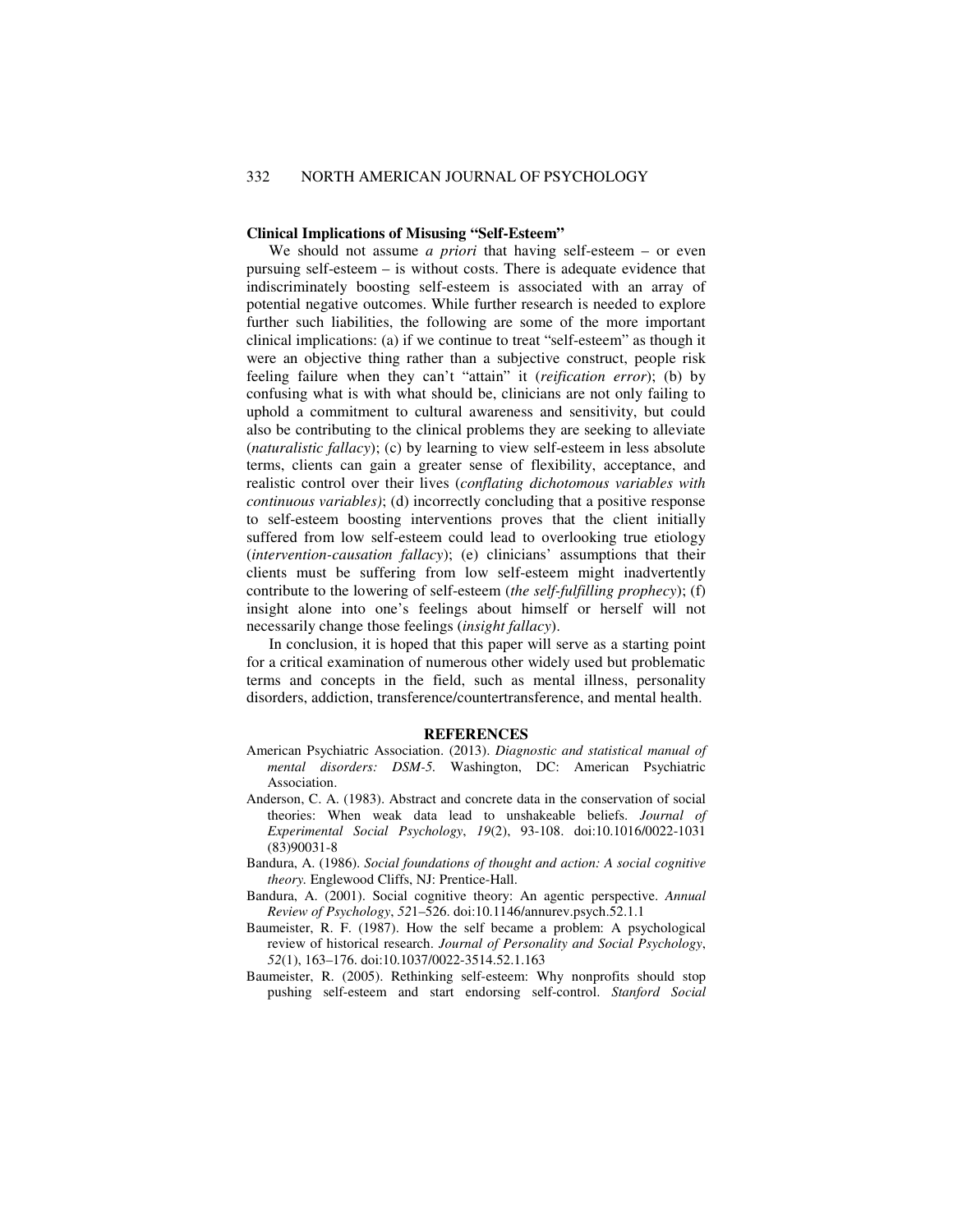### Clinical Implications of Misusing "Self-Esteem"

We should not assume *a priori* that having self-esteem – or even pursuing self-esteem – is without costs. There is adequate evidence that indiscriminately boosting self-esteem is associated with an array of potential negative outcomes. While further research is needed to explore further such liabilities, the following are some of the more important clinical implications: (a) if we continue to treat "self-esteem" as though it were an objective thing rather than a subjective construct, people risk feeling failure when they can't "attain" it (*reification error*); (b) by confusing what is with what should be, clinicians are not only failing to uphold a commitment to cultural awareness and sensitivity, but could also be contributing to the clinical problems they are seeking to alleviate (*naturalistic fallacy*); (c) by learning to view self-esteem in less absolute terms, clients can gain a greater sense of flexibility, acceptance, and realistic control over their lives (*conflating dichotomous variables with continuous variables)*; (d) incorrectly concluding that a positive response to self-esteem boosting interventions proves that the client initially suffered from low self-esteem could lead to overlooking true etiology (*intervention-causation fallacy*); (e) clinicians' assumptions that their clients must be suffering from low self-esteem might inadvertently contribute to the lowering of self-esteem (*the self-fulfilling prophecy*); (f) insight alone into one's feelings about himself or herself will not necessarily change those feelings (*insight fallacy*).

In conclusion, it is hoped that this paper will serve as a starting point for a critical examination of numerous other widely used but problematic terms and concepts in the field, such as mental illness, personality disorders, addiction, transference/countertransference, and mental health.

## REFERENCES

American Psychiatric Association. (2013). *Diagnostic and statistical manual of mental disorders: DSM-5.* Washington, DC: American Psychiatric Association.

Anderson, C. A. (1983). Abstract and concrete data in the conservation of social theories: When weak data lead to unshakeable beliefs. *Journal of Experimental Social Psychology*, *19*(2), 93-108. doi:10.1016/0022-1031 (83)90031-8

Bandura, A. (1986). *Social foundations of thought and action: A social cognitive theory.* Englewood Cliffs, NJ: Prentice-Hall.

Bandura, A. (2001). Social cognitive theory: An agentic perspective. *Annual Review of Psychology*, *52*1–526. doi:10.1146/annurev.psych.52.1.1

Baumeister, R. F. (1987). How the self became a problem: A psychological review of historical research. *Journal of Personality and Social Psychology*, *52*(1), 163–176. doi:10.1037/0022-3514.52.1.163

Baumeister, R. (2005). Rethinking self-esteem: Why nonprofits should stop pushing self-esteem and start endorsing self-control. *Stanford Social*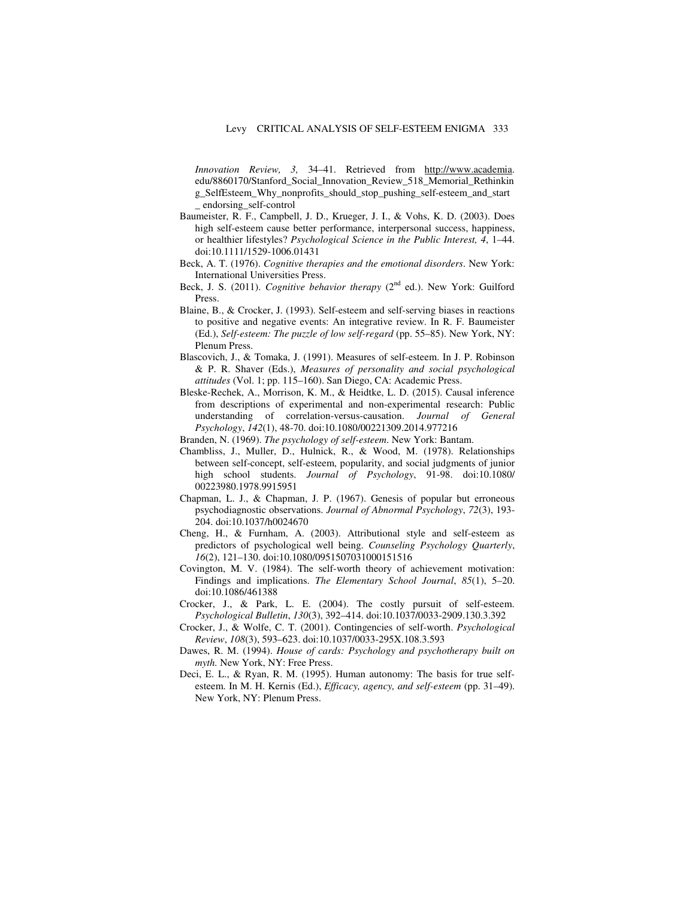*Innovation Review, 3,* 34–41. Retrieved from http://www.academia.edu/8860170/Stanford_Social_Innovation_Review_518_Memorial_Rethinking_SelfEsteem_Why_nonprofits_should_stop_pushing_self-esteem_and_start_endorsing_self-control

Baumeister, R. F., Campbell, J. D., Krueger, J. I., & Vohs, K. D. (2003). Does high self-esteem cause better performance, interpersonal success, happiness, or healthier lifestyles? *Psychological Science in the Public Interest, 4*, 1–44. doi:10.1111/1529-1006.01431

Beck, A. T. (1976). *Cognitive therapies and the emotional disorders*. New York: International Universities Press.

Beck, J. S. (2011). *Cognitive behavior therapy* (2nd ed.). New York: Guilford Press.

Blaine, B., & Crocker, J. (1993). Self-esteem and self-serving biases in reactions to positive and negative events: An integrative review. In R. F. Baumeister (Ed.), *Self-esteem: The puzzle of low self-regard* (pp. 55–85). New York, NY: Plenum Press.

Blascovich, J., & Tomaka, J. (1991). Measures of self-esteem. In J. P. Robinson & P. R. Shaver (Eds.), *Measures of personality and social psychological attitudes* (Vol. 1; pp. 115–160). San Diego, CA: Academic Press.

Bleske-Rechek, A., Morrison, K. M., & Heidtke, L. D. (2015). Causal inference from descriptions of experimental and non-experimental research: Public understanding of correlation-versus-causation. *Journal of General Psychology*, *142*(1), 48-70. doi:10.1080/00221309.2014.977216

Branden, N. (1969). *The psychology of self-esteem*. New York: Bantam.

Chambliss, J., Muller, D., Hulnick, R., & Wood, M. (1978). Relationships between self-concept, self-esteem, popularity, and social judgments of junior high school students. *Journal of Psychology*, 91-98. doi:10.1080/00223980.1978.9915951

Chapman, L. J., & Chapman, J. P. (1967). Genesis of popular but erroneous psychodiagnostic observations. *Journal of Abnormal Psychology*, *72*(3), 193-204. doi:10.1037/h0024670

Cheng, H., & Furnham, A. (2003). Attributional style and self-esteem as predictors of psychological well being. *Counseling Psychology Quarterly*, *16*(2), 121–130. doi:10.1080/0951507031000151516

Covington, M. V. (1984). The self-worth theory of achievement motivation: Findings and implications. *The Elementary School Journal*, *85*(1), 5–20. doi:10.1086/461388

Crocker, J., & Park, L. E. (2004). The costly pursuit of self-esteem. *Psychological Bulletin*, *130*(3), 392–414. doi:10.1037/0033-2909.130.3.392

Crocker, J., & Wolfe, C. T. (2001). Contingencies of self-worth. *Psychological Review*, *108*(3), 593–623. doi:10.1037/0033-295X.108.3.593

Dawes, R. M. (1994). *House of cards: Psychology and psychotherapy built on myth.* New York, NY: Free Press.

Deci, E. L., & Ryan, R. M. (1995). Human autonomy: The basis for true self-esteem. In M. H. Kernis (Ed.), *Efficacy, agency, and self-esteem* (pp. 31–49). New York, NY: Plenum Press.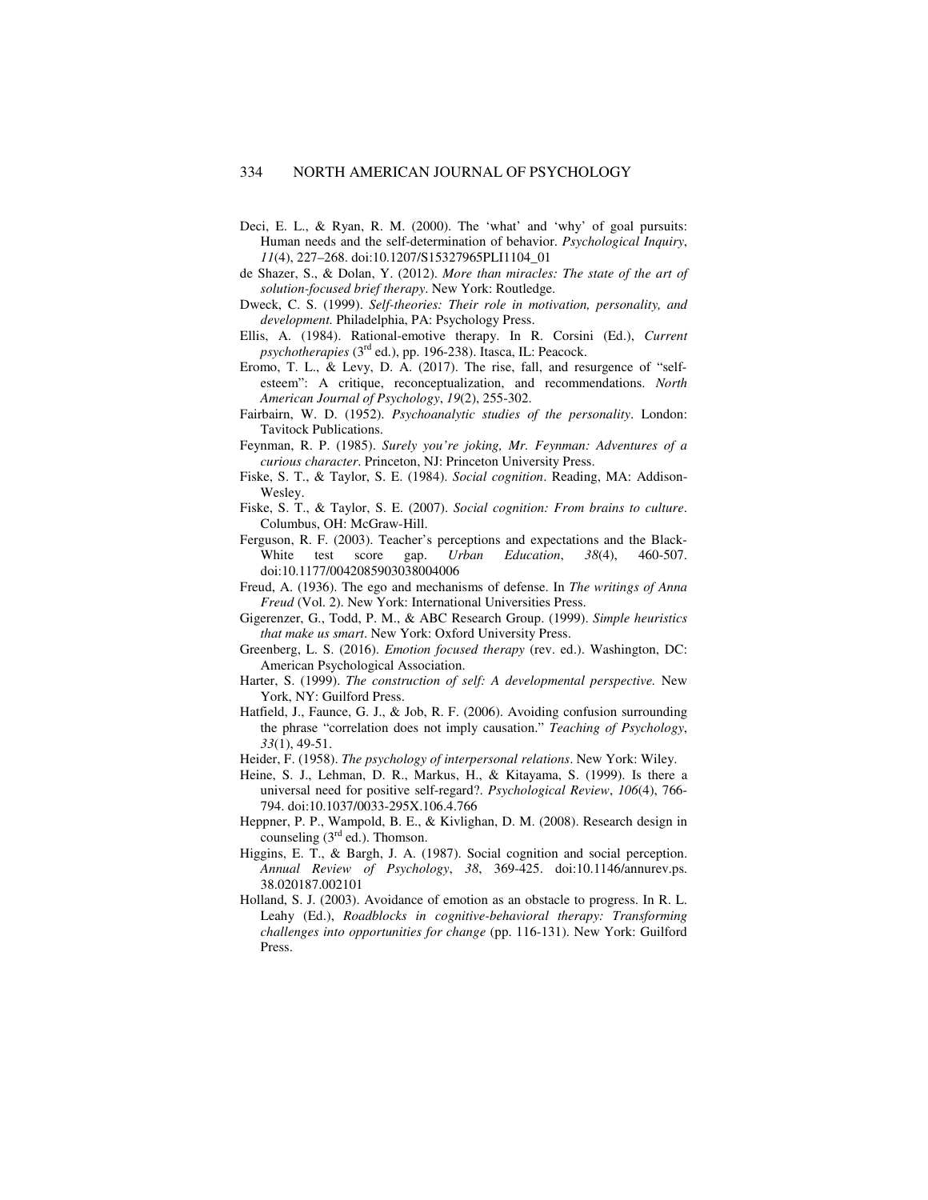Deci, E. L., & Ryan, R. M. (2000). The 'what' and 'why' of goal pursuits: Human needs and the self-determination of behavior. *Psychological Inquiry*, *11*(4), 227–268. doi:10.1207/S15327965PLI1104_01

de Shazer, S., & Dolan, Y. (2012). *More than miracles: The state of the art of solution-focused brief therapy*. New York: Routledge.

Dweck, C. S. (1999). *Self-theories: Their role in motivation, personality, and development.* Philadelphia, PA: Psychology Press.

Ellis, A. (1984). Rational-emotive therapy. In R. Corsini (Ed.), *Current psychotherapies* (3rd ed.), pp. 196-238). Itasca, IL: Peacock.

Eromo, T. L., & Levy, D. A. (2017). The rise, fall, and resurgence of "self-esteem": A critique, reconceptualization, and recommendations. *North American Journal of Psychology*, *19*(2), 255-302.

Fairbairn, W. D. (1952). *Psychoanalytic studies of the personality*. London: Tavitock Publications.

Feynman, R. P. (1985). *Surely you're joking, Mr. Feynman: Adventures of a curious character*. Princeton, NJ: Princeton University Press.

Fiske, S. T., & Taylor, S. E. (1984). *Social cognition*. Reading, MA: Addison-Wesley.

Fiske, S. T., & Taylor, S. E. (2007). *Social cognition: From brains to culture*. Columbus, OH: McGraw-Hill.

Ferguson, R. F. (2003). Teacher's perceptions and expectations and the Black-White test score gap. *Urban Education*, *38*(4), 460-507. doi:10.1177/0042085903038004006

Freud, A. (1936). The ego and mechanisms of defense. In *The writings of Anna Freud* (Vol. 2). New York: International Universities Press.

Gigerenzer, G., Todd, P. M., & ABC Research Group. (1999). *Simple heuristics that make us smart*. New York: Oxford University Press.

Greenberg, L. S. (2016). *Emotion focused therapy* (rev. ed.). Washington, DC: American Psychological Association.

Harter, S. (1999). *The construction of self: A developmental perspective.* New York, NY: Guilford Press.

Hatfield, J., Faunce, G. J., & Job, R. F. (2006). Avoiding confusion surrounding the phrase "correlation does not imply causation." *Teaching of Psychology*, *33*(1), 49-51.

Heider, F. (1958). *The psychology of interpersonal relations*. New York: Wiley.

Heine, S. J., Lehman, D. R., Markus, H., & Kitayama, S. (1999). Is there a universal need for positive self-regard?. *Psychological Review*, *106*(4), 766-794. doi:10.1037/0033-295X.106.4.766

Heppner, P. P., Wampold, B. E., & Kivlighan, D. M. (2008). Research design in counseling (3rd ed.). Thomson.

Higgins, E. T., & Bargh, J. A. (1987). Social cognition and social perception. *Annual Review of Psychology*, *38*, 369-425. doi:10.1146/annurev.ps.38.020187.002101

Holland, S. J. (2003). Avoidance of emotion as an obstacle to progress. In R. L. Leahy (Ed.), *Roadblocks in cognitive-behavioral therapy: Transforming challenges into opportunities for change* (pp. 116-131). New York: Guilford Press.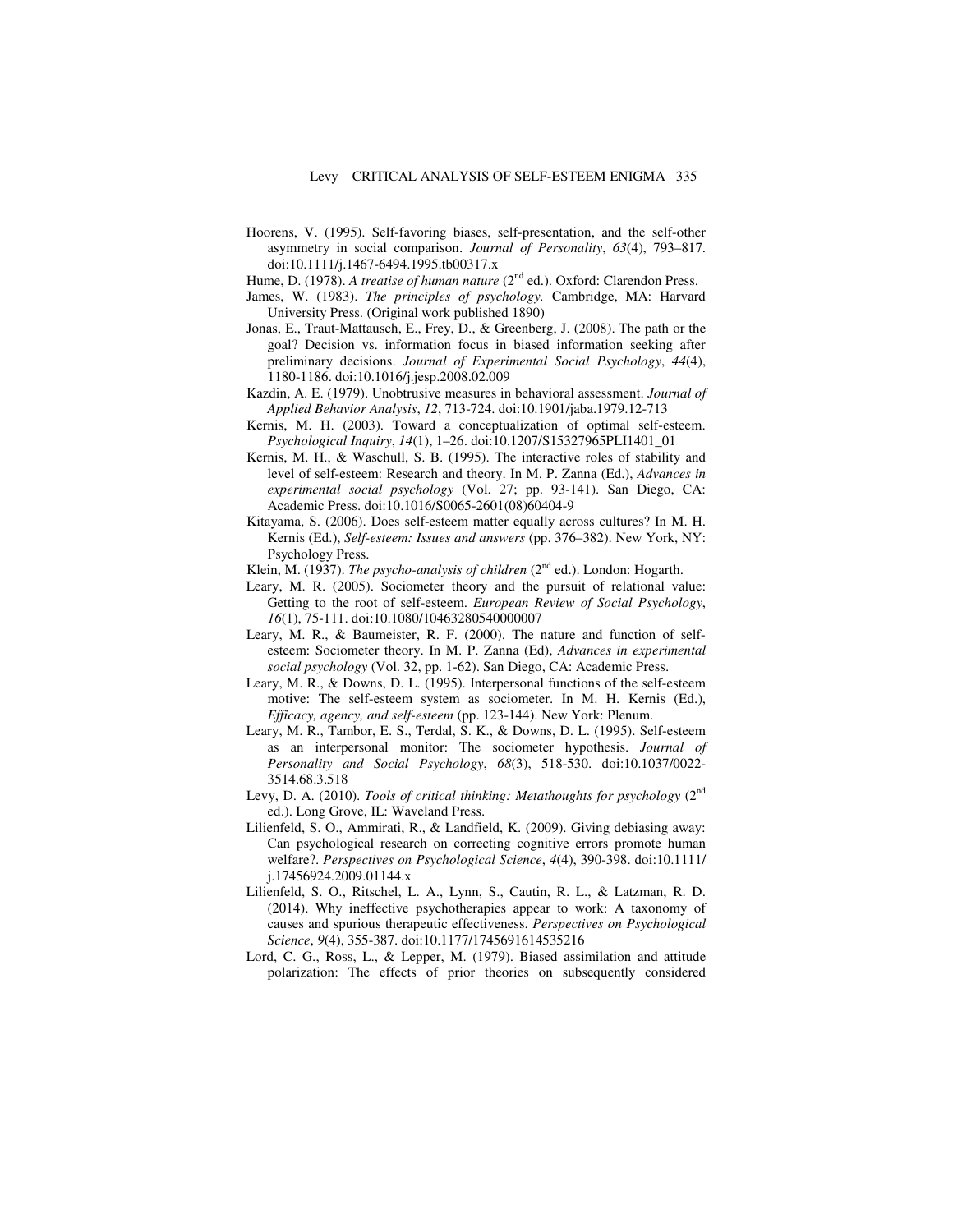Hoorens, V. (1995). Self-favoring biases, self-presentation, and the self-other asymmetry in social comparison. *Journal of Personality*, *63*(4), 793–817. doi:10.1111/j.1467-6494.1995.tb00317.x

Hume, D. (1978). *A treatise of human nature* (2nd ed.). Oxford: Clarendon Press.

James, W. (1983). *The principles of psychology.* Cambridge, MA: Harvard University Press. (Original work published 1890)

Jonas, E., Traut-Mattausch, E., Frey, D., & Greenberg, J. (2008). The path or the goal? Decision vs. information focus in biased information seeking after preliminary decisions. *Journal of Experimental Social Psychology*, *44*(4), 1180-1186. doi:10.1016/j.jesp.2008.02.009

Kazdin, A. E. (1979). Unobtrusive measures in behavioral assessment. *Journal of Applied Behavior Analysis*, *12*, 713-724. doi:10.1901/jaba.1979.12-713

Kernis, M. H. (2003). Toward a conceptualization of optimal self-esteem. *Psychological Inquiry*, *14*(1), 1–26. doi:10.1207/S15327965PLI1401_01

Kernis, M. H., & Waschull, S. B. (1995). The interactive roles of stability and level of self-esteem: Research and theory. In M. P. Zanna (Ed.), *Advances in experimental social psychology* (Vol. 27; pp. 93-141). San Diego, CA: Academic Press. doi:10.1016/S0065-2601(08)60404-9

Kitayama, S. (2006). Does self-esteem matter equally across cultures? In M. H. Kernis (Ed.), *Self-esteem: Issues and answers* (pp. 376–382). New York, NY: Psychology Press.

Klein, M. (1937). *The psycho-analysis of children* (2nd ed.). London: Hogarth.

Leary, M. R. (2005). Sociometer theory and the pursuit of relational value: Getting to the root of self-esteem. *European Review of Social Psychology*, *16*(1), 75-111. doi:10.1080/10463280540000007

Leary, M. R., & Baumeister, R. F. (2000). The nature and function of self-esteem: Sociometer theory. In M. P. Zanna (Ed), *Advances in experimental social psychology* (Vol. 32, pp. 1-62). San Diego, CA: Academic Press.

Leary, M. R., & Downs, D. L. (1995). Interpersonal functions of the self-esteem motive: The self-esteem system as sociometer. In M. H. Kernis (Ed.), *Efficacy, agency, and self-esteem* (pp. 123-144). New York: Plenum.

Leary, M. R., Tambor, E. S., Terdal, S. K., & Downs, D. L. (1995). Self-esteem as an interpersonal monitor: The sociometer hypothesis. *Journal of Personality and Social Psychology*, *68*(3), 518-530. doi:10.1037/0022-3514.68.3.518

Levy, D. A. (2010). *Tools of critical thinking: Metathoughts for psychology* (2nd ed.). Long Grove, IL: Waveland Press.

Lilienfeld, S. O., Ammirati, R., & Landfield, K. (2009). Giving debiasing away: Can psychological research on correcting cognitive errors promote human welfare?. *Perspectives on Psychological Science*, *4*(4), 390-398. doi:10.1111/j.17456924.2009.01144.x

Lilienfeld, S. O., Ritschel, L. A., Lynn, S., Cautin, R. L., & Latzman, R. D. (2014). Why ineffective psychotherapies appear to work: A taxonomy of causes and spurious therapeutic effectiveness. *Perspectives on Psychological Science*, *9*(4), 355-387. doi:10.1177/1745691614535216

Lord, C. G., Ross, L., & Lepper, M. (1979). Biased assimilation and attitude polarization: The effects of prior theories on subsequently considered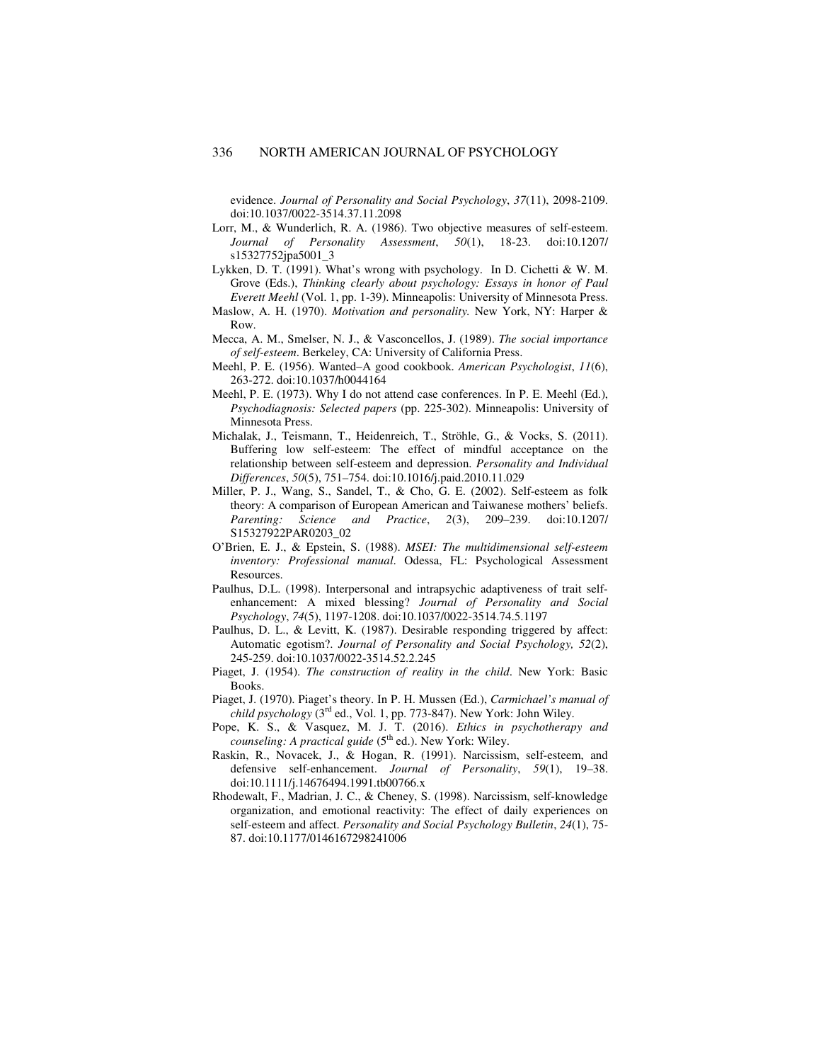evidence. *Journal of Personality and Social Psychology*, *37*(11), 2098-2109. doi:10.1037/0022-3514.37.11.2098

Lorr, M., & Wunderlich, R. A. (1986). Two objective measures of self-esteem. *Journal of Personality Assessment*, *50*(1), 18-23. doi:10.1207/s15327752jpa5001_3

Lykken, D. T. (1991). What's wrong with psychology. In D. Cichetti & W. M. Grove (Eds.), *Thinking clearly about psychology: Essays in honor of Paul Everett Meehl* (Vol. 1, pp. 1-39). Minneapolis: University of Minnesota Press.

Maslow, A. H. (1970). *Motivation and personality*. New York, NY: Harper & Row.

Mecca, A. M., Smelser, N. J., & Vasconcellos, J. (1989). *The social importance of self-esteem*. Berkeley, CA: University of California Press.

Meehl, P. E. (1956). Wanted–A good cookbook. *American Psychologist*, *11*(6), 263-272. doi:10.1037/h0044164

Meehl, P. E. (1973). Why I do not attend case conferences. In P. E. Meehl (Ed.), *Psychodiagnosis: Selected papers* (pp. 225-302). Minneapolis: University of Minnesota Press.

Michalak, J., Teismann, T., Heidenreich, T., Ströhle, G., & Vocks, S. (2011). Buffering low self-esteem: The effect of mindful acceptance on the relationship between self-esteem and depression. *Personality and Individual Differences*, *50*(5), 751–754. doi:10.1016/j.paid.2010.11.029

Miller, P. J., Wang, S., Sandel, T., & Cho, G. E. (2002). Self-esteem as folk theory: A comparison of European American and Taiwanese mothers' beliefs. *Parenting: Science and Practice*, *2*(3), 209–239. doi:10.1207/S15327922PAR0203_02

O'Brien, E. J., & Epstein, S. (1988). *MSEI: The multidimensional self-esteem inventory: Professional manual*. Odessa, FL: Psychological Assessment Resources.

Paulhus, D.L. (1998). Interpersonal and intrapsychic adaptiveness of trait self-enhancement: A mixed blessing? *Journal of Personality and Social Psychology*, *74*(5), 1197-1208. doi:10.1037/0022-3514.74.5.1197

Paulhus, D. L., & Levitt, K. (1987). Desirable responding triggered by affect: Automatic egotism?. *Journal of Personality and Social Psychology, 52*(2), 245-259. doi:10.1037/0022-3514.52.2.245

Piaget, J. (1954). *The construction of reality in the child*. New York: Basic Books.

Piaget, J. (1970). Piaget's theory. In P. H. Mussen (Ed.), *Carmichael's manual of child psychology* (3rd ed., Vol. 1, pp. 773-847). New York: John Wiley.

Pope, K. S., & Vasquez, M. J. T. (2016). *Ethics in psychotherapy and counseling: A practical guide* (5th ed.). New York: Wiley.

Raskin, R., Novacek, J., & Hogan, R. (1991). Narcissism, self-esteem, and defensive self-enhancement. *Journal of Personality*, *59*(1), 19–38. doi:10.1111/j.14676494.1991.tb00766.x

Rhodewalt, F., Madrian, J. C., & Cheney, S. (1998). Narcissism, self-knowledge organization, and emotional reactivity: The effect of daily experiences on self-esteem and affect. *Personality and Social Psychology Bulletin*, *24*(1), 75-87. doi:10.1177/0146167298241006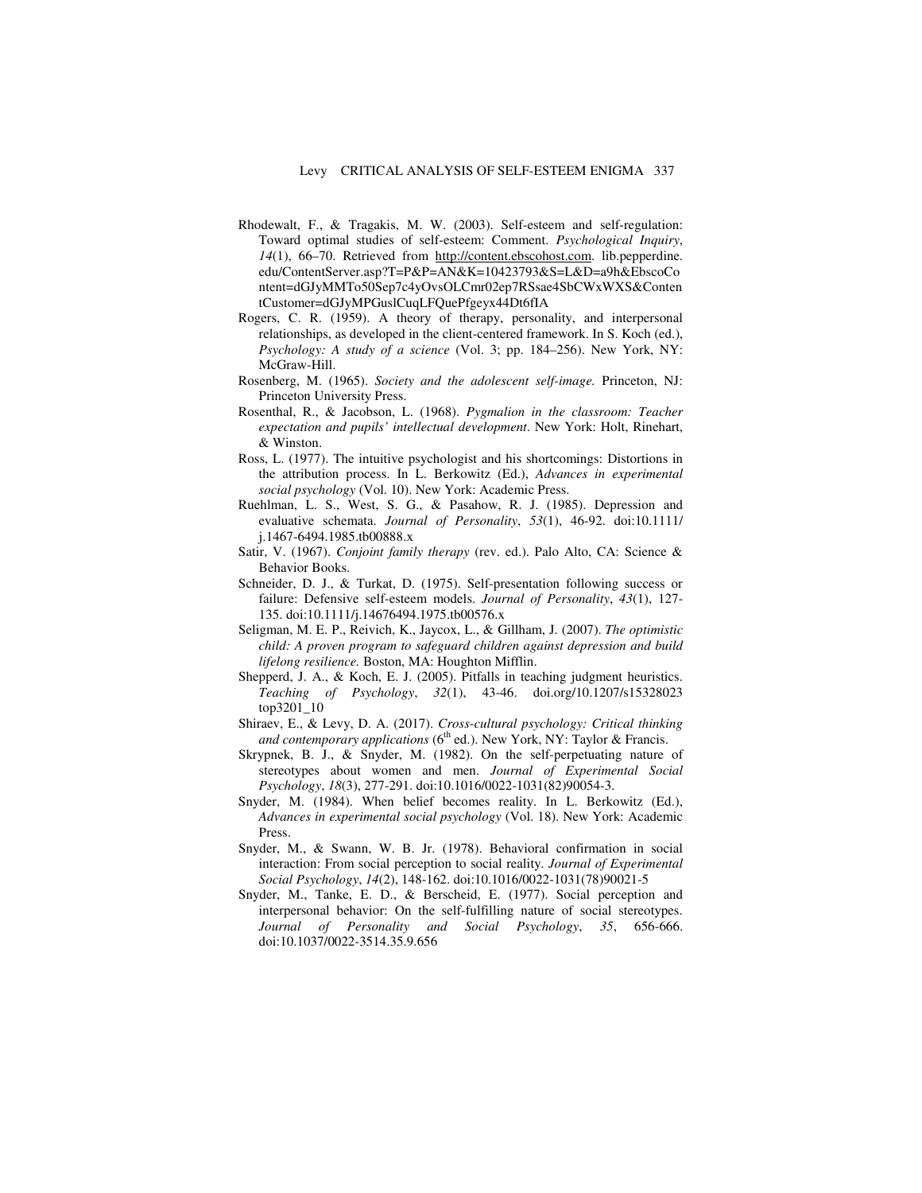Rhodewalt, F., & Tragakis, M. W. (2003). Self-esteem and self-regulation: Toward optimal studies of self-esteem: Comment. *Psychological Inquiry*, *14*(1), 66–70. Retrieved from http://content.ebscohost.com. lib.pepperdine. edu/ContentServer.asp?T=P&P=AN&K=10423793&S=L&D=a9h&EbscoContent=dGJyMMTo50Sep7c4yOvsOLCmr02ep7RSsae4SbCWxWXS&ContentCustomer=dGJyMPGuslCuqLFQuePfgeyx44Dt6fIA

Rogers, C. R. (1959). A theory of therapy, personality, and interpersonal relationships, as developed in the client-centered framework. In S. Koch (ed.), *Psychology: A study of a science* (Vol. 3; pp. 184–256). New York, NY: McGraw-Hill.

Rosenberg, M. (1965). *Society and the adolescent self-image.* Princeton, NJ: Princeton University Press.

Rosenthal, R., & Jacobson, L. (1968). *Pygmalion in the classroom: Teacher expectation and pupils' intellectual development*. New York: Holt, Rinehart, & Winston.

Ross, L. (1977). The intuitive psychologist and his shortcomings: Distortions in the attribution process. In L. Berkowitz (Ed.), *Advances in experimental social psychology* (Vol. 10). New York: Academic Press.

Ruehlman, L. S., West, S. G., & Pasahow, R. J. (1985). Depression and evaluative schemata. *Journal of Personality*, *53*(1), 46-92. doi:10.1111/ j.1467-6494.1985.tb00888.x

Satir, V. (1967). *Conjoint family therapy* (rev. ed.). Palo Alto, CA: Science & Behavior Books.

Schneider, D. J., & Turkat, D. (1975). Self-presentation following success or failure: Defensive self-esteem models. *Journal of Personality*, *43*(1), 127-135. doi:10.1111/j.14676494.1975.tb00576.x

Seligman, M. E. P., Reivich, K., Jaycox, L., & Gillham, J. (2007). *The optimistic child: A proven program to safeguard children against depression and build lifelong resilience.* Boston, MA: Houghton Mifflin.

Shepperd, J. A., & Koch, E. J. (2005). Pitfalls in teaching judgment heuristics. *Teaching of Psychology*, *32*(1), 43-46. doi.org/10.1207/s15328023 top3201_10

Shiraev, E., & Levy, D. A. (2017). *Cross-cultural psychology: Critical thinking and contemporary applications* (6th ed.). New York, NY: Taylor & Francis.

Skrypnek, B. J., & Snyder, M. (1982). On the self-perpetuating nature of stereotypes about women and men. *Journal of Experimental Social Psychology*, *18*(3), 277-291. doi:10.1016/0022-1031(82)90054-3.

Snyder, M. (1984). When belief becomes reality. In L. Berkowitz (Ed.), *Advances in experimental social psychology* (Vol. 18). New York: Academic Press.

Snyder, M., & Swann, W. B. Jr. (1978). Behavioral confirmation in social interaction: From social perception to social reality. *Journal of Experimental Social Psychology*, *14*(2), 148-162. doi:10.1016/0022-1031(78)90021-5

Snyder, M., Tanke, E. D., & Berscheid, E. (1977). Social perception and interpersonal behavior: On the self-fulfilling nature of social stereotypes. *Journal of Personality and Social Psychology*, *35*, 656-666. doi:10.1037/0022-3514.35.9.656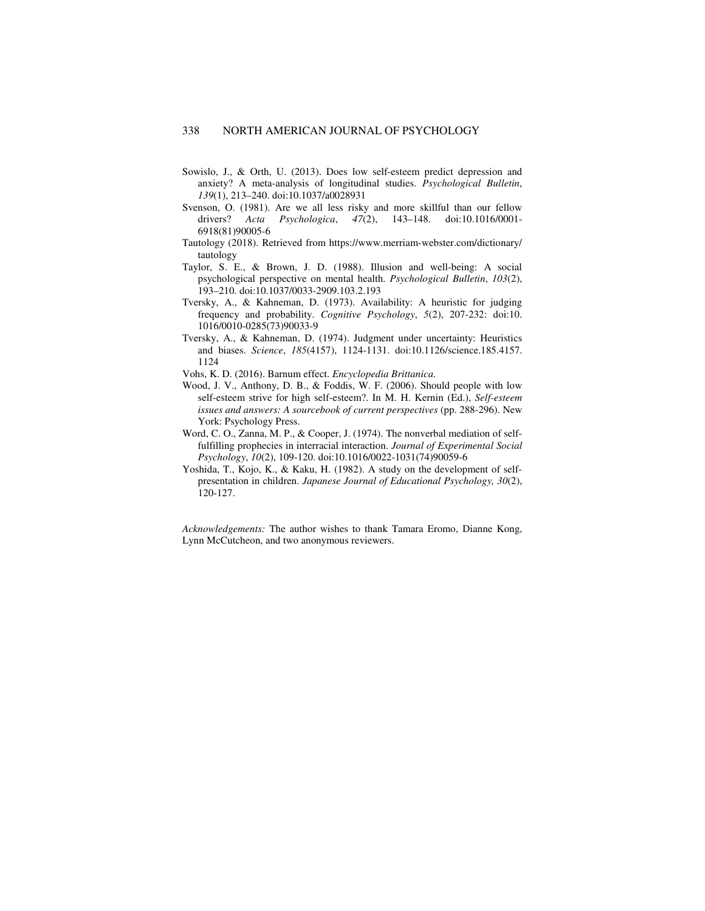Sowislo, J., & Orth, U. (2013). Does low self-esteem predict depression and anxiety? A meta-analysis of longitudinal studies. *Psychological Bulletin*, *139*(1), 213–240. doi:10.1037/a0028931

Svenson, O. (1981). Are we all less risky and more skillful than our fellow drivers? *Acta Psychologica*, *47*(2), 143–148. doi:10.1016/0001-6918(81)90005-6

Tautology (2018). Retrieved from https://www.merriam-webster.com/dictionary/tautology

Taylor, S. E., & Brown, J. D. (1988). Illusion and well-being: A social psychological perspective on mental health. *Psychological Bulletin*, *103*(2), 193–210. doi:10.1037/0033-2909.103.2.193

Tversky, A., & Kahneman, D. (1973). Availability: A heuristic for judging frequency and probability. *Cognitive Psychology*, *5*(2), 207-232: doi:10.1016/0010-0285(73)90033-9

Tversky, A., & Kahneman, D. (1974). Judgment under uncertainty: Heuristics and biases. *Science*, *185*(4157), 1124-1131. doi:10.1126/science.185.4157.1124

Vohs, K. D. (2016). Barnum effect. *Encyclopedia Brittanica*.

Wood, J. V., Anthony, D. B., & Foddis, W. F. (2006). Should people with low self-esteem strive for high self-esteem?. In M. H. Kernin (Ed.), *Self-esteem issues and answers: A sourcebook of current perspectives* (pp. 288-296). New York: Psychology Press.

Word, C. O., Zanna, M. P., & Cooper, J. (1974). The nonverbal mediation of self-fulfilling prophecies in interracial interaction. *Journal of Experimental Social Psychology*, *10*(2), 109-120. doi:10.1016/0022-1031(74)90059-6

Yoshida, T., Kojo, K., & Kaku, H. (1982). A study on the development of self-presentation in children. *Japanese Journal of Educational Psychology, 30*(2), 120-127.

*Acknowledgements:* The author wishes to thank Tamara Eromo, Dianne Kong, Lynn McCutcheon, and two anonymous reviewers.